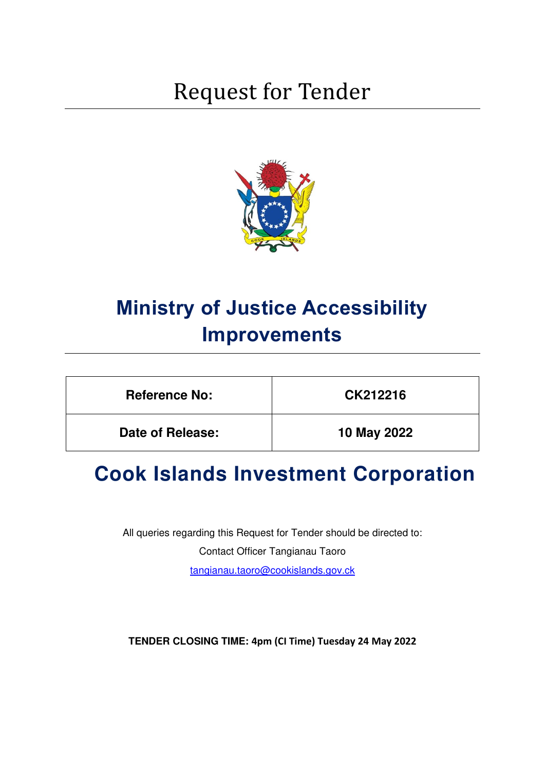# Request for Tender

# Ministry of Justice Accessibility Improvements

| Reference No: | CK212216 |
| --- | --- |
| Date of Release: | 10 May 2022 |

## Cook Islands Investment Corporation

All queries regarding this Request for Tender should be directed to:

Contact Officer Tangianau Taoro

tangianau.taoro@cookislands.gov.ck

**TENDER CLOSING TIME: 4pm (CI Time) Tuesday 24 May 2022**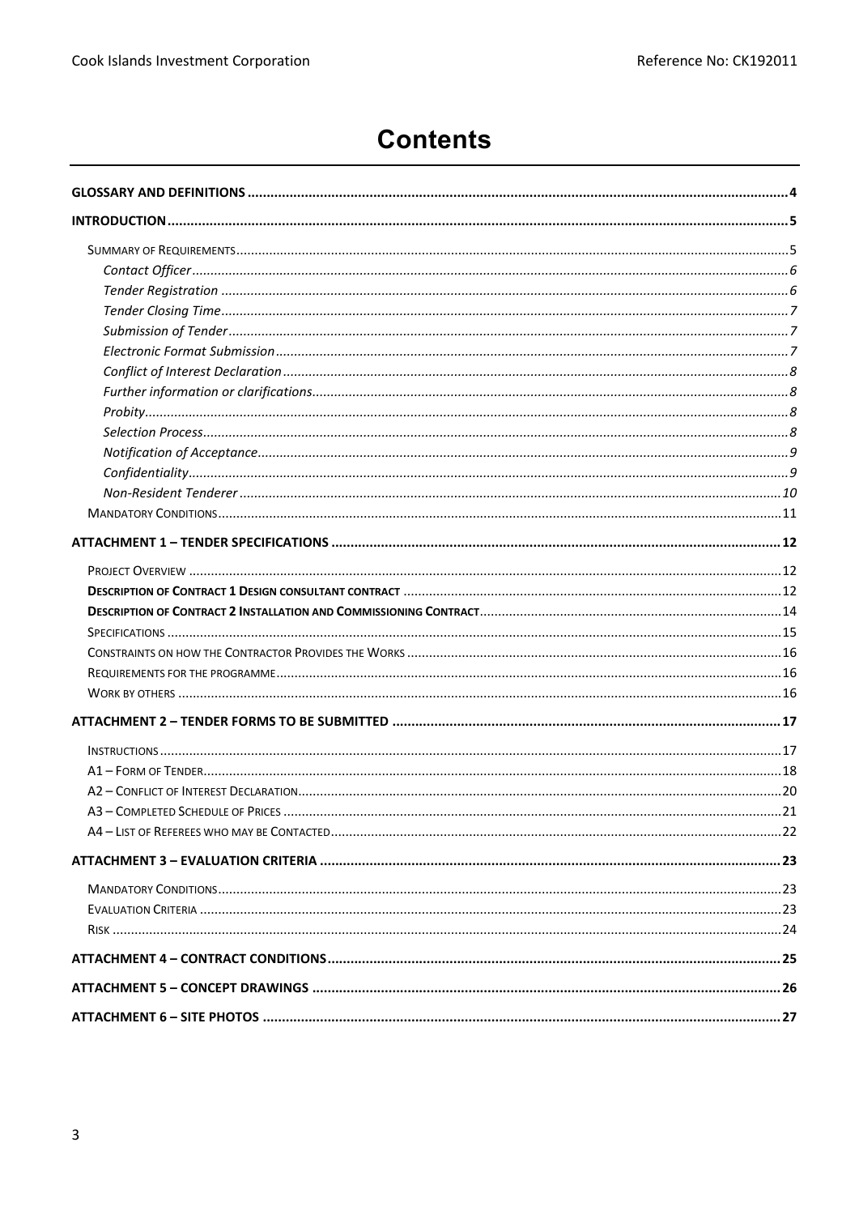# Contents

**GLOSSARY AND DEFINITIONS** ... 4

**INTRODUCTION** ... 5

- SUMMARY OF REQUIREMENTS ... 5
  - *Contact Officer* ... 6
  - *Tender Registration* ... 6
  - *Tender Closing Time* ... 7
  - *Submission of Tender* ... 7
  - *Electronic Format Submission* ... 7
  - *Conflict of Interest Declaration* ... 8
  - *Further information or clarifications* ... 8
  - *Probity* ... 8
  - *Selection Process* ... 8
  - *Notification of Acceptance* ... 9
  - *Confidentiality* ... 9
  - *Non-Resident Tenderer* ... 10
- MANDATORY CONDITIONS ... 11

**ATTACHMENT 1 – TENDER SPECIFICATIONS** ... 12

- PROJECT OVERVIEW ... 12
- **DESCRIPTION OF CONTRACT 1 DESIGN CONSULTANT CONTRACT** ... 12
- **DESCRIPTION OF CONTRACT 2 INSTALLATION AND COMMISSIONING CONTRACT** ... 14
- SPECIFICATIONS ... 15
- CONSTRAINTS ON HOW THE CONTRACTOR PROVIDES THE WORKS ... 16
- REQUIREMENTS FOR THE PROGRAMME ... 16
- WORK BY OTHERS ... 16

**ATTACHMENT 2 – TENDER FORMS TO BE SUBMITTED** ... 17

- INSTRUCTIONS ... 17
- A1 – FORM OF TENDER ... 18
- A2 – CONFLICT OF INTEREST DECLARATION ... 20
- A3 – COMPLETED SCHEDULE OF PRICES ... 21
- A4 – LIST OF REFEREES WHO MAY BE CONTACTED ... 22

**ATTACHMENT 3 – EVALUATION CRITERIA** ... 23

- MANDATORY CONDITIONS ... 23
- EVALUATION CRITERIA ... 23
- RISK ... 24

**ATTACHMENT 4 – CONTRACT CONDITIONS** ... 25

**ATTACHMENT 5 – CONCEPT DRAWINGS** ... 26

**ATTACHMENT 6 – SITE PHOTOS** ... 27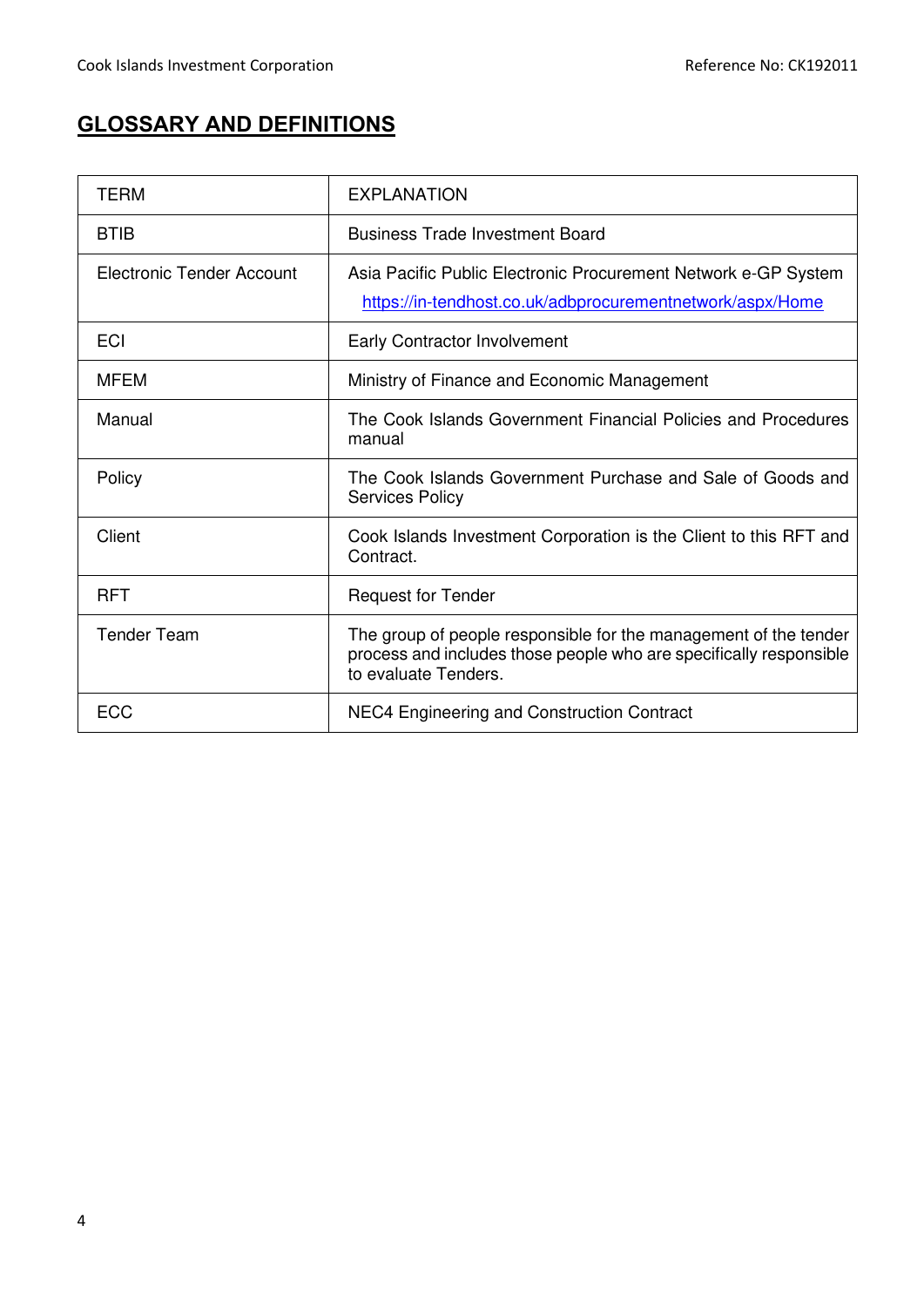## GLOSSARY AND DEFINITIONS

| TERM | EXPLANATION |
|---|---|
| BTIB | Business Trade Investment Board |
| Electronic Tender Account | Asia Pacific Public Electronic Procurement Network e-GP System https://in-tendhost.co.uk/adbprocurementnetwork/aspx/Home |
| ECI | Early Contractor Involvement |
| MFEM | Ministry of Finance and Economic Management |
| Manual | The Cook Islands Government Financial Policies and Procedures manual |
| Policy | The Cook Islands Government Purchase and Sale of Goods and Services Policy |
| Client | Cook Islands Investment Corporation is the Client to this RFT and Contract. |
| RFT | Request for Tender |
| Tender Team | The group of people responsible for the management of the tender process and includes those people who are specifically responsible to evaluate Tenders. |
| ECC | NEC4 Engineering and Construction Contract |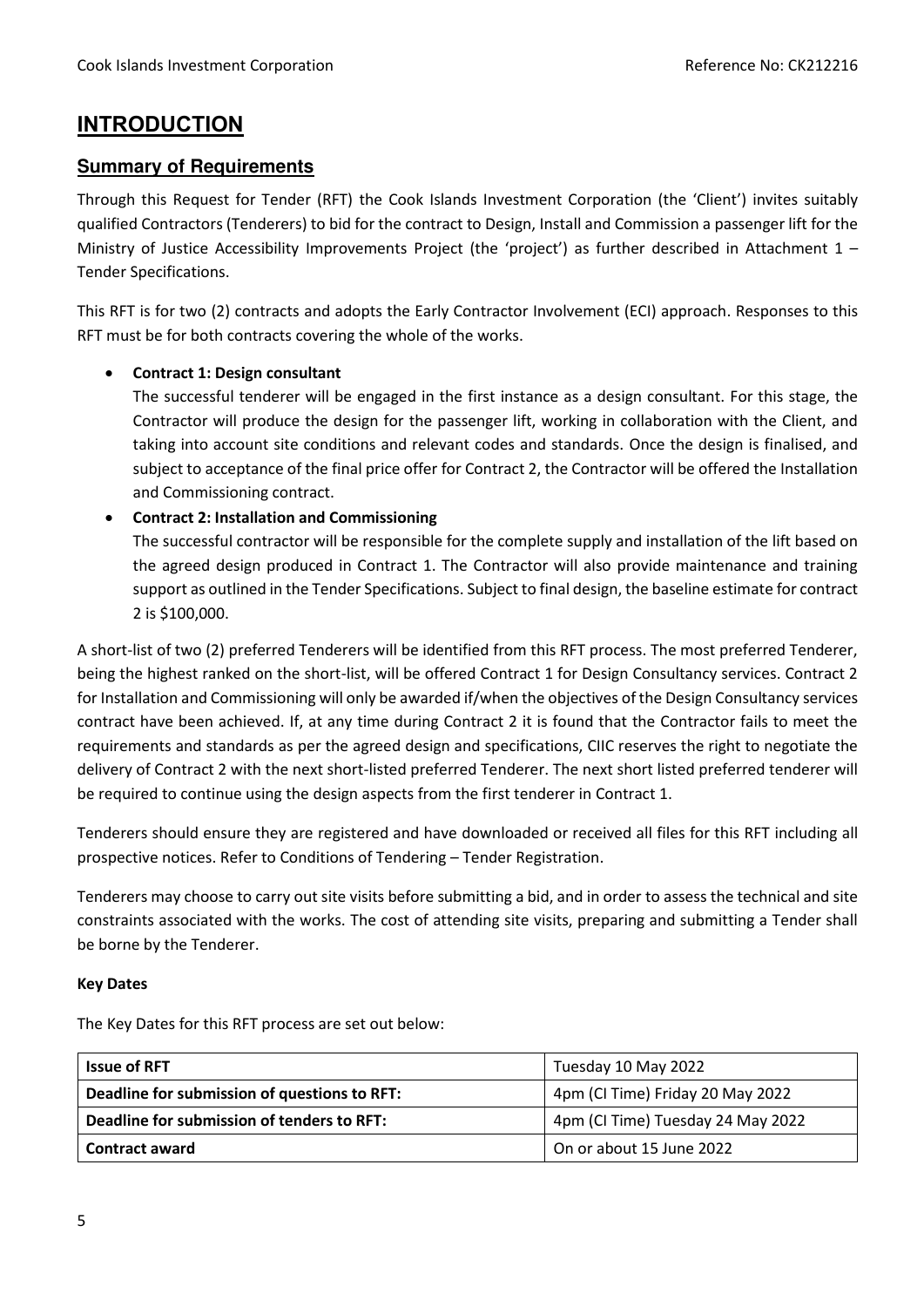# INTRODUCTION

## Summary of Requirements

Through this Request for Tender (RFT) the Cook Islands Investment Corporation (the 'Client') invites suitably qualified Contractors (Tenderers) to bid for the contract to Design, Install and Commission a passenger lift for the Ministry of Justice Accessibility Improvements Project (the 'project') as further described in Attachment 1 – Tender Specifications.

This RFT is for two (2) contracts and adopts the Early Contractor Involvement (ECI) approach. Responses to this RFT must be for both contracts covering the whole of the works.

- **Contract 1: Design consultant**
  The successful tenderer will be engaged in the first instance as a design consultant. For this stage, the Contractor will produce the design for the passenger lift, working in collaboration with the Client, and taking into account site conditions and relevant codes and standards. Once the design is finalised, and subject to acceptance of the final price offer for Contract 2, the Contractor will be offered the Installation and Commissioning contract.
- **Contract 2: Installation and Commissioning**
  The successful contractor will be responsible for the complete supply and installation of the lift based on the agreed design produced in Contract 1. The Contractor will also provide maintenance and training support as outlined in the Tender Specifications. Subject to final design, the baseline estimate for contract 2 is $100,000.

A short-list of two (2) preferred Tenderers will be identified from this RFT process. The most preferred Tenderer, being the highest ranked on the short-list, will be offered Contract 1 for Design Consultancy services. Contract 2 for Installation and Commissioning will only be awarded if/when the objectives of the Design Consultancy services contract have been achieved. If, at any time during Contract 2 it is found that the Contractor fails to meet the requirements and standards as per the agreed design and specifications, CIIC reserves the right to negotiate the delivery of Contract 2 with the next short-listed preferred Tenderer. The next short listed preferred tenderer will be required to continue using the design aspects from the first tenderer in Contract 1.

Tenderers should ensure they are registered and have downloaded or received all files for this RFT including all prospective notices. Refer to Conditions of Tendering – Tender Registration.

Tenderers may choose to carry out site visits before submitting a bid, and in order to assess the technical and site constraints associated with the works. The cost of attending site visits, preparing and submitting a Tender shall be borne by the Tenderer.

**Key Dates**

The Key Dates for this RFT process are set out below:

| | |
|---|---|
| **Issue of RFT** | Tuesday 10 May 2022 |
| **Deadline for submission of questions to RFT:** | 4pm (CI Time) Friday 20 May 2022 |
| **Deadline for submission of tenders to RFT:** | 4pm (CI Time) Tuesday 24 May 2022 |
| **Contract award** | On or about 15 June 2022 |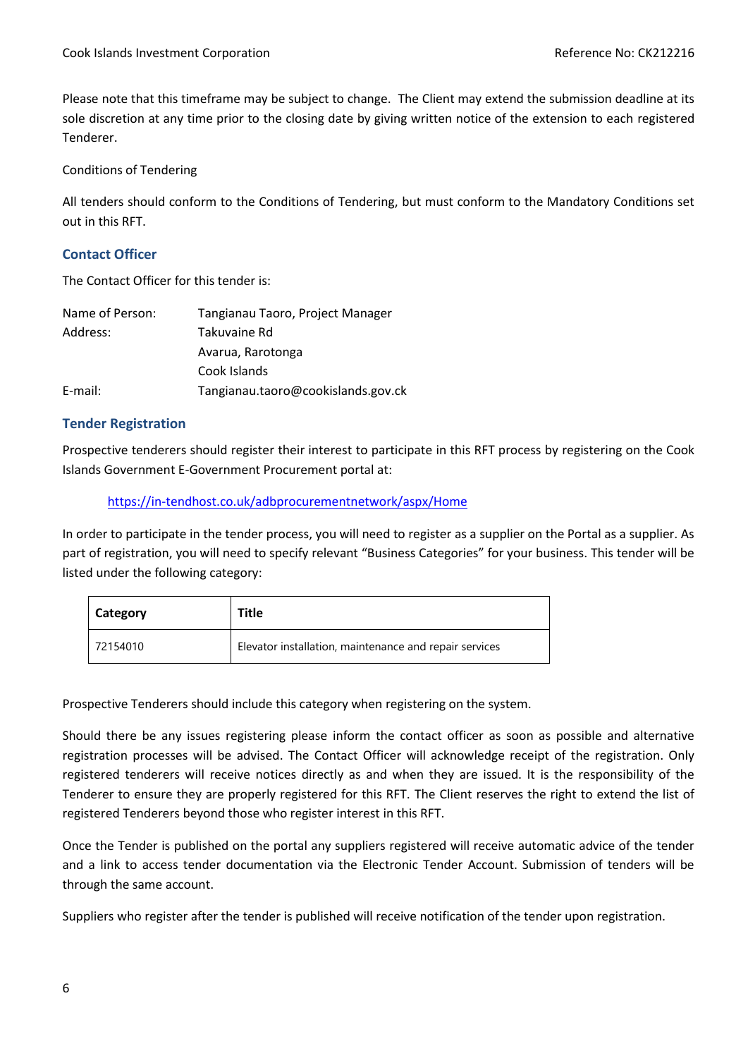Please note that this timeframe may be subject to change. The Client may extend the submission deadline at its sole discretion at any time prior to the closing date by giving written notice of the extension to each registered Tenderer.

Conditions of Tendering

All tenders should conform to the Conditions of Tendering, but must conform to the Mandatory Conditions set out in this RFT.

## Contact Officer

The Contact Officer for this tender is:

Name of Person: Tangianau Taoro, Project Manager
Address: Takuvaine Rd
Avarua, Rarotonga
Cook Islands
E-mail: Tangianau.taoro@cookislands.gov.ck

## Tender Registration

Prospective tenderers should register their interest to participate in this RFT process by registering on the Cook Islands Government E-Government Procurement portal at:

https://in-tendhost.co.uk/adbprocurementnetwork/aspx/Home

In order to participate in the tender process, you will need to register as a supplier on the Portal as a supplier. As part of registration, you will need to specify relevant "Business Categories" for your business. This tender will be listed under the following category:

| Category | Title |
|---|---|
| 72154010 | Elevator installation, maintenance and repair services |

Prospective Tenderers should include this category when registering on the system.

Should there be any issues registering please inform the contact officer as soon as possible and alternative registration processes will be advised. The Contact Officer will acknowledge receipt of the registration. Only registered tenderers will receive notices directly as and when they are issued. It is the responsibility of the Tenderer to ensure they are properly registered for this RFT. The Client reserves the right to extend the list of registered Tenderers beyond those who register interest in this RFT.

Once the Tender is published on the portal any suppliers registered will receive automatic advice of the tender and a link to access tender documentation via the Electronic Tender Account. Submission of tenders will be through the same account.

Suppliers who register after the tender is published will receive notification of the tender upon registration.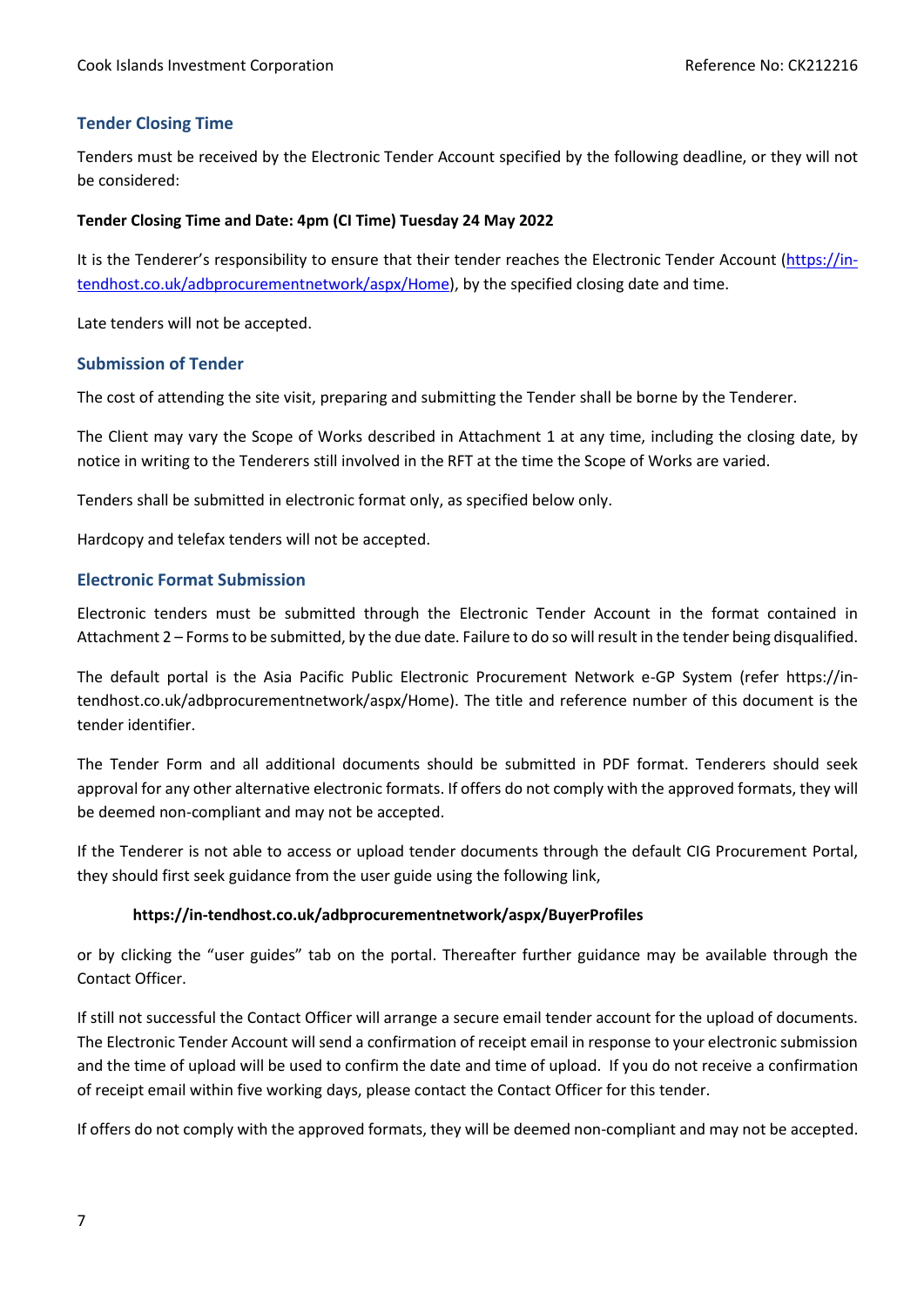## Tender Closing Time

Tenders must be received by the Electronic Tender Account specified by the following deadline, or they will not be considered:

**Tender Closing Time and Date: 4pm (CI Time) Tuesday 24 May 2022**

It is the Tenderer's responsibility to ensure that their tender reaches the Electronic Tender Account (https://in-tendhost.co.uk/adbprocurementnetwork/aspx/Home), by the specified closing date and time.

Late tenders will not be accepted.

## Submission of Tender

The cost of attending the site visit, preparing and submitting the Tender shall be borne by the Tenderer.

The Client may vary the Scope of Works described in Attachment 1 at any time, including the closing date, by notice in writing to the Tenderers still involved in the RFT at the time the Scope of Works are varied.

Tenders shall be submitted in electronic format only, as specified below only.

Hardcopy and telefax tenders will not be accepted.

## Electronic Format Submission

Electronic tenders must be submitted through the Electronic Tender Account in the format contained in Attachment 2 – Forms to be submitted, by the due date. Failure to do so will result in the tender being disqualified.

The default portal is the Asia Pacific Public Electronic Procurement Network e-GP System (refer https://in-tendhost.co.uk/adbprocurementnetwork/aspx/Home). The title and reference number of this document is the tender identifier.

The Tender Form and all additional documents should be submitted in PDF format. Tenderers should seek approval for any other alternative electronic formats. If offers do not comply with the approved formats, they will be deemed non-compliant and may not be accepted.

If the Tenderer is not able to access or upload tender documents through the default CIG Procurement Portal, they should first seek guidance from the user guide using the following link,

**https://in-tendhost.co.uk/adbprocurementnetwork/aspx/BuyerProfiles**

or by clicking the "user guides" tab on the portal. Thereafter further guidance may be available through the Contact Officer.

If still not successful the Contact Officer will arrange a secure email tender account for the upload of documents. The Electronic Tender Account will send a confirmation of receipt email in response to your electronic submission and the time of upload will be used to confirm the date and time of upload. If you do not receive a confirmation of receipt email within five working days, please contact the Contact Officer for this tender.

If offers do not comply with the approved formats, they will be deemed non-compliant and may not be accepted.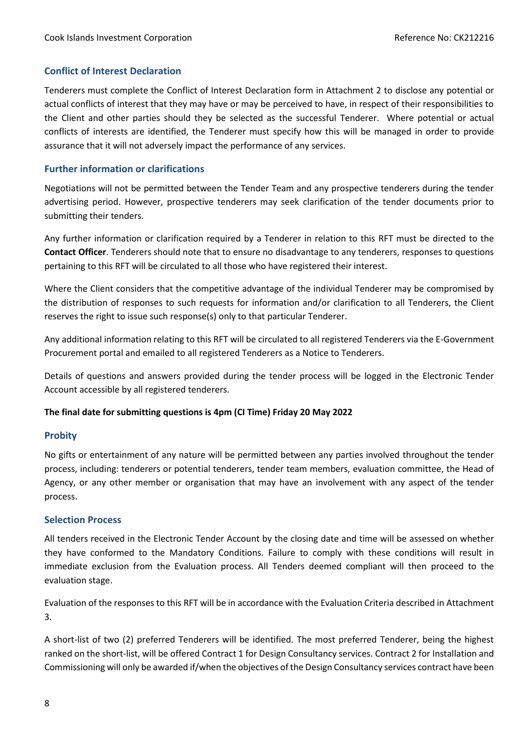## Conflict of Interest Declaration

Tenderers must complete the Conflict of Interest Declaration form in Attachment 2 to disclose any potential or actual conflicts of interest that they may have or may be perceived to have, in respect of their responsibilities to the Client and other parties should they be selected as the successful Tenderer. Where potential or actual conflicts of interests are identified, the Tenderer must specify how this will be managed in order to provide assurance that it will not adversely impact the performance of any services.

## Further information or clarifications

Negotiations will not be permitted between the Tender Team and any prospective tenderers during the tender advertising period. However, prospective tenderers may seek clarification of the tender documents prior to submitting their tenders.

Any further information or clarification required by a Tenderer in relation to this RFT must be directed to the **Contact Officer**. Tenderers should note that to ensure no disadvantage to any tenderers, responses to questions pertaining to this RFT will be circulated to all those who have registered their interest.

Where the Client considers that the competitive advantage of the individual Tenderer may be compromised by the distribution of responses to such requests for information and/or clarification to all Tenderers, the Client reserves the right to issue such response(s) only to that particular Tenderer.

Any additional information relating to this RFT will be circulated to all registered Tenderers via the E-Government Procurement portal and emailed to all registered Tenderers as a Notice to Tenderers.

Details of questions and answers provided during the tender process will be logged in the Electronic Tender Account accessible by all registered tenderers.

**The final date for submitting questions is 4pm (CI Time) Friday 20 May 2022**

## Probity

No gifts or entertainment of any nature will be permitted between any parties involved throughout the tender process, including: tenderers or potential tenderers, tender team members, evaluation committee, the Head of Agency, or any other member or organisation that may have an involvement with any aspect of the tender process.

## Selection Process

All tenders received in the Electronic Tender Account by the closing date and time will be assessed on whether they have conformed to the Mandatory Conditions. Failure to comply with these conditions will result in immediate exclusion from the Evaluation process. All Tenders deemed compliant will then proceed to the evaluation stage.

Evaluation of the responses to this RFT will be in accordance with the Evaluation Criteria described in Attachment 3.

A short-list of two (2) preferred Tenderers will be identified. The most preferred Tenderer, being the highest ranked on the short-list, will be offered Contract 1 for Design Consultancy services. Contract 2 for Installation and Commissioning will only be awarded if/when the objectives of the Design Consultancy services contract have been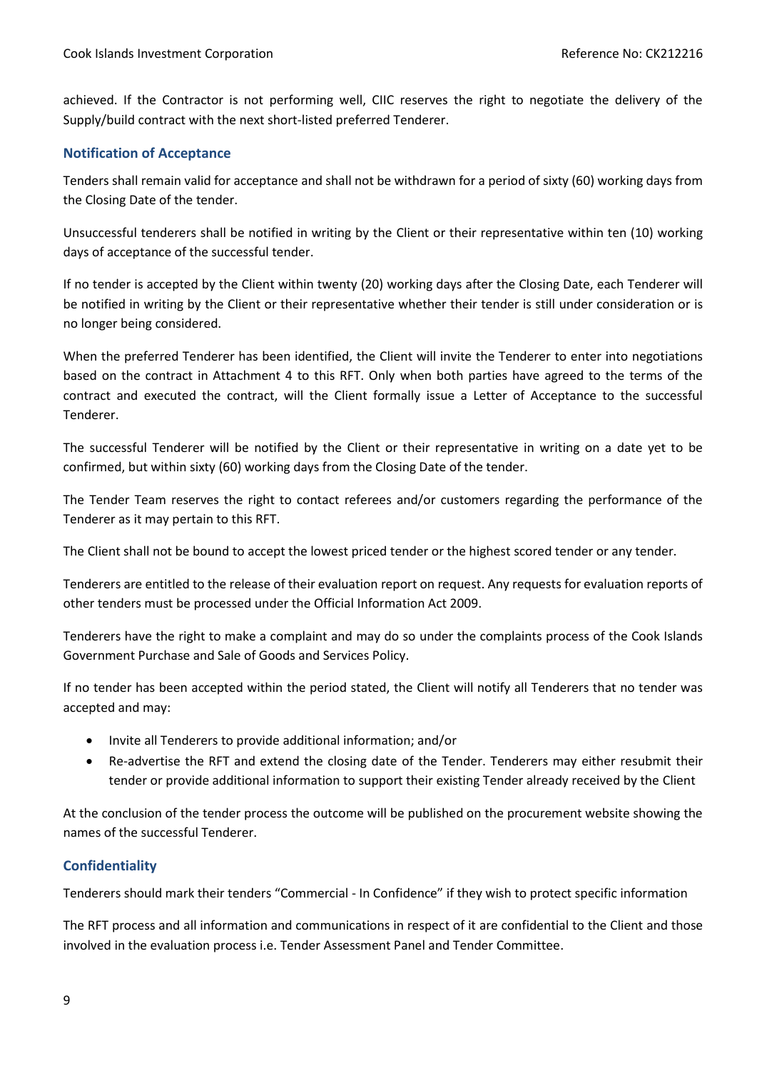achieved. If the Contractor is not performing well, CIIC reserves the right to negotiate the delivery of the Supply/build contract with the next short-listed preferred Tenderer.

### Notification of Acceptance

Tenders shall remain valid for acceptance and shall not be withdrawn for a period of sixty (60) working days from the Closing Date of the tender.

Unsuccessful tenderers shall be notified in writing by the Client or their representative within ten (10) working days of acceptance of the successful tender.

If no tender is accepted by the Client within twenty (20) working days after the Closing Date, each Tenderer will be notified in writing by the Client or their representative whether their tender is still under consideration or is no longer being considered.

When the preferred Tenderer has been identified, the Client will invite the Tenderer to enter into negotiations based on the contract in Attachment 4 to this RFT. Only when both parties have agreed to the terms of the contract and executed the contract, will the Client formally issue a Letter of Acceptance to the successful Tenderer.

The successful Tenderer will be notified by the Client or their representative in writing on a date yet to be confirmed, but within sixty (60) working days from the Closing Date of the tender.

The Tender Team reserves the right to contact referees and/or customers regarding the performance of the Tenderer as it may pertain to this RFT.

The Client shall not be bound to accept the lowest priced tender or the highest scored tender or any tender.

Tenderers are entitled to the release of their evaluation report on request. Any requests for evaluation reports of other tenders must be processed under the Official Information Act 2009.

Tenderers have the right to make a complaint and may do so under the complaints process of the Cook Islands Government Purchase and Sale of Goods and Services Policy.

If no tender has been accepted within the period stated, the Client will notify all Tenderers that no tender was accepted and may:

- Invite all Tenderers to provide additional information; and/or
- Re-advertise the RFT and extend the closing date of the Tender. Tenderers may either resubmit their tender or provide additional information to support their existing Tender already received by the Client

At the conclusion of the tender process the outcome will be published on the procurement website showing the names of the successful Tenderer.

### Confidentiality

Tenderers should mark their tenders "Commercial - In Confidence" if they wish to protect specific information

The RFT process and all information and communications in respect of it are confidential to the Client and those involved in the evaluation process i.e. Tender Assessment Panel and Tender Committee.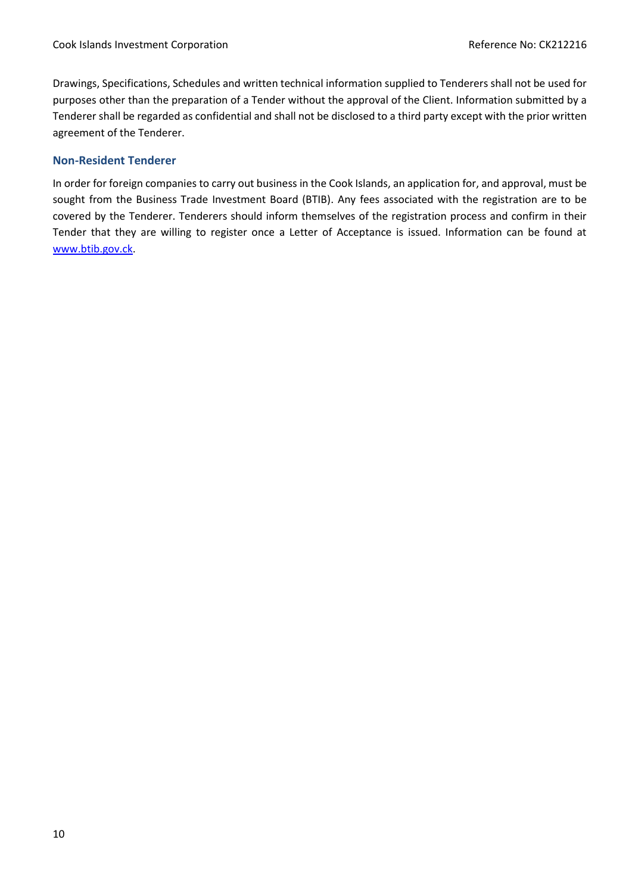Drawings, Specifications, Schedules and written technical information supplied to Tenderers shall not be used for purposes other than the preparation of a Tender without the approval of the Client. Information submitted by a Tenderer shall be regarded as confidential and shall not be disclosed to a third party except with the prior written agreement of the Tenderer.

### Non-Resident Tenderer

In order for foreign companies to carry out business in the Cook Islands, an application for, and approval, must be sought from the Business Trade Investment Board (BTIB). Any fees associated with the registration are to be covered by the Tenderer. Tenderers should inform themselves of the registration process and confirm in their Tender that they are willing to register once a Letter of Acceptance is issued. Information can be found at [www.btib.gov.ck](http://www.btib.gov.ck).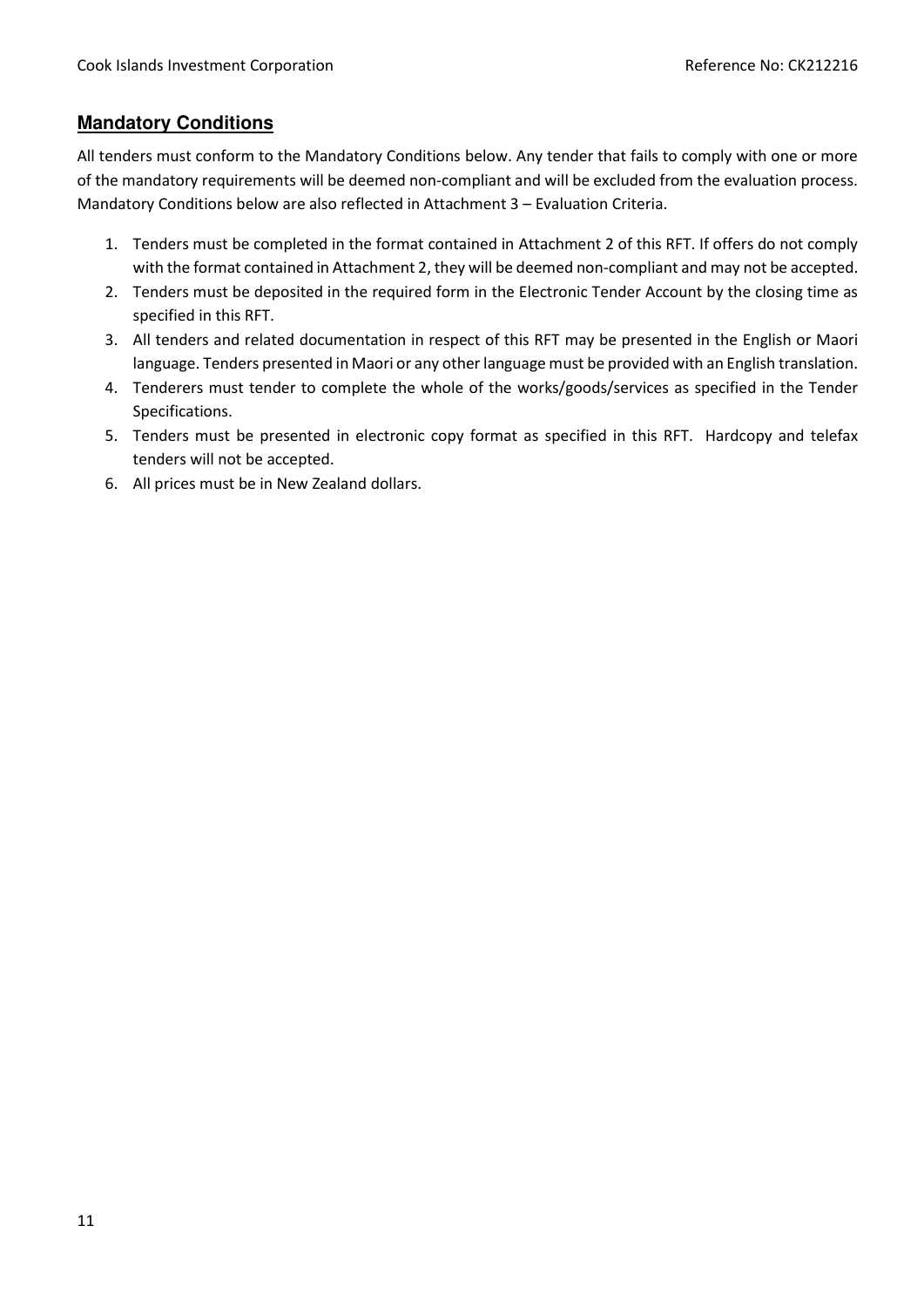## **Mandatory Conditions**

All tenders must conform to the Mandatory Conditions below. Any tender that fails to comply with one or more of the mandatory requirements will be deemed non-compliant and will be excluded from the evaluation process. Mandatory Conditions below are also reflected in Attachment 3 – Evaluation Criteria.

1. Tenders must be completed in the format contained in Attachment 2 of this RFT. If offers do not comply with the format contained in Attachment 2, they will be deemed non-compliant and may not be accepted.
2. Tenders must be deposited in the required form in the Electronic Tender Account by the closing time as specified in this RFT.
3. All tenders and related documentation in respect of this RFT may be presented in the English or Maori language. Tenders presented in Maori or any other language must be provided with an English translation.
4. Tenderers must tender to complete the whole of the works/goods/services as specified in the Tender Specifications.
5. Tenders must be presented in electronic copy format as specified in this RFT. Hardcopy and telefax tenders will not be accepted.
6. All prices must be in New Zealand dollars.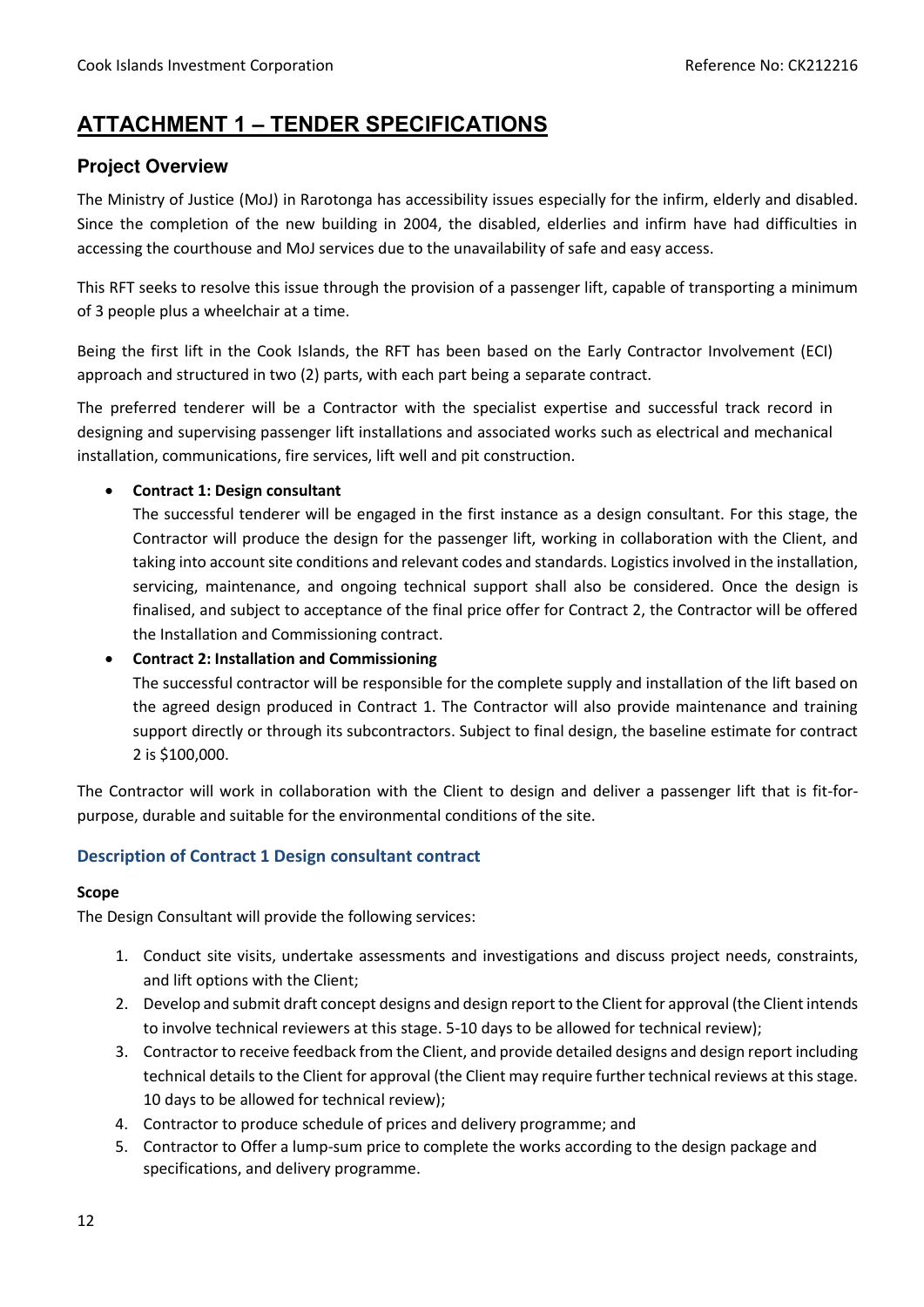# ATTACHMENT 1 – TENDER SPECIFICATIONS

## Project Overview

The Ministry of Justice (MoJ) in Rarotonga has accessibility issues especially for the infirm, elderly and disabled. Since the completion of the new building in 2004, the disabled, elderlies and infirm have had difficulties in accessing the courthouse and MoJ services due to the unavailability of safe and easy access.

This RFT seeks to resolve this issue through the provision of a passenger lift, capable of transporting a minimum of 3 people plus a wheelchair at a time.

Being the first lift in the Cook Islands, the RFT has been based on the Early Contractor Involvement (ECI) approach and structured in two (2) parts, with each part being a separate contract.

The preferred tenderer will be a Contractor with the specialist expertise and successful track record in designing and supervising passenger lift installations and associated works such as electrical and mechanical installation, communications, fire services, lift well and pit construction.

- **Contract 1: Design consultant**
  The successful tenderer will be engaged in the first instance as a design consultant. For this stage, the Contractor will produce the design for the passenger lift, working in collaboration with the Client, and taking into account site conditions and relevant codes and standards. Logistics involved in the installation, servicing, maintenance, and ongoing technical support shall also be considered. Once the design is finalised, and subject to acceptance of the final price offer for Contract 2, the Contractor will be offered the Installation and Commissioning contract.
- **Contract 2: Installation and Commissioning**
  The successful contractor will be responsible for the complete supply and installation of the lift based on the agreed design produced in Contract 1. The Contractor will also provide maintenance and training support directly or through its subcontractors. Subject to final design, the baseline estimate for contract 2 is $100,000.

The Contractor will work in collaboration with the Client to design and deliver a passenger lift that is fit-for-purpose, durable and suitable for the environmental conditions of the site.

### Description of Contract 1 Design consultant contract

**Scope**

The Design Consultant will provide the following services:

1. Conduct site visits, undertake assessments and investigations and discuss project needs, constraints, and lift options with the Client;
2. Develop and submit draft concept designs and design report to the Client for approval (the Client intends to involve technical reviewers at this stage. 5-10 days to be allowed for technical review);
3. Contractor to receive feedback from the Client, and provide detailed designs and design report including technical details to the Client for approval (the Client may require further technical reviews at this stage. 10 days to be allowed for technical review);
4. Contractor to produce schedule of prices and delivery programme; and
5. Contractor to Offer a lump-sum price to complete the works according to the design package and specifications, and delivery programme.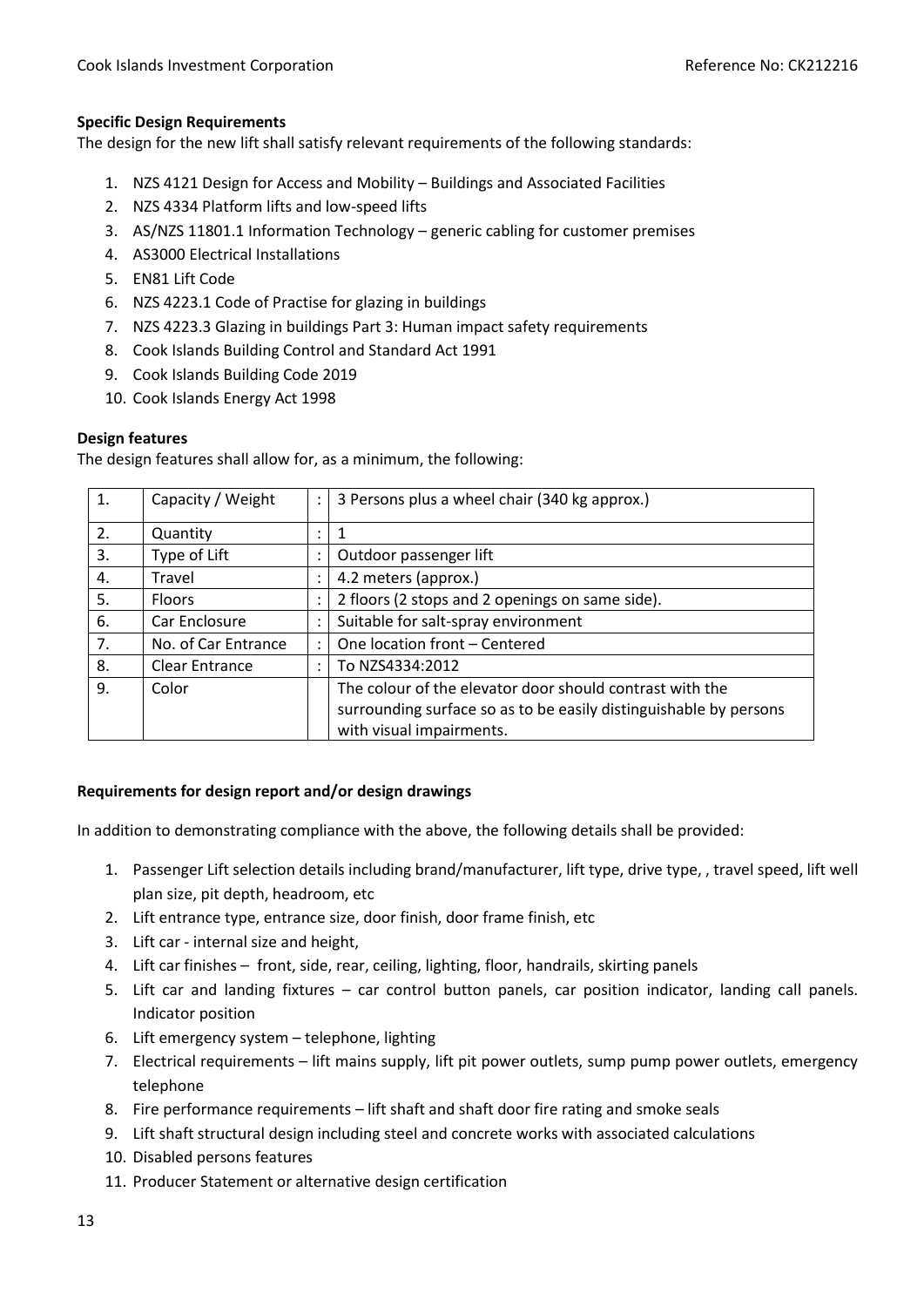**Specific Design Requirements**

The design for the new lift shall satisfy relevant requirements of the following standards:

1. NZS 4121 Design for Access and Mobility – Buildings and Associated Facilities
2. NZS 4334 Platform lifts and low-speed lifts
3. AS/NZS 11801.1 Information Technology – generic cabling for customer premises
4. AS3000 Electrical Installations
5. EN81 Lift Code
6. NZS 4223.1 Code of Practise for glazing in buildings
7. NZS 4223.3 Glazing in buildings Part 3: Human impact safety requirements
8. Cook Islands Building Control and Standard Act 1991
9. Cook Islands Building Code 2019
10. Cook Islands Energy Act 1998

**Design features**

The design features shall allow for, as a minimum, the following:

| | | | |
|---|---|---|---|
| 1. | Capacity / Weight | : | 3 Persons plus a wheel chair (340 kg approx.) |
| 2. | Quantity | : | 1 |
| 3. | Type of Lift | : | Outdoor passenger lift |
| 4. | Travel | : | 4.2 meters (approx.) |
| 5. | Floors | : | 2 floors (2 stops and 2 openings on same side). |
| 6. | Car Enclosure | : | Suitable for salt-spray environment |
| 7. | No. of Car Entrance | : | One location front – Centered |
| 8. | Clear Entrance | : | To NZS4334:2012 |
| 9. | Color | | The colour of the elevator door should contrast with the surrounding surface so as to be easily distinguishable by persons with visual impairments. |

**Requirements for design report and/or design drawings**

In addition to demonstrating compliance with the above, the following details shall be provided:

1. Passenger Lift selection details including brand/manufacturer, lift type, drive type, , travel speed, lift well plan size, pit depth, headroom, etc
2. Lift entrance type, entrance size, door finish, door frame finish, etc
3. Lift car - internal size and height,
4. Lift car finishes – front, side, rear, ceiling, lighting, floor, handrails, skirting panels
5. Lift car and landing fixtures – car control button panels, car position indicator, landing call panels. Indicator position
6. Lift emergency system – telephone, lighting
7. Electrical requirements – lift mains supply, lift pit power outlets, sump pump power outlets, emergency telephone
8. Fire performance requirements – lift shaft and shaft door fire rating and smoke seals
9. Lift shaft structural design including steel and concrete works with associated calculations
10. Disabled persons features
11. Producer Statement or alternative design certification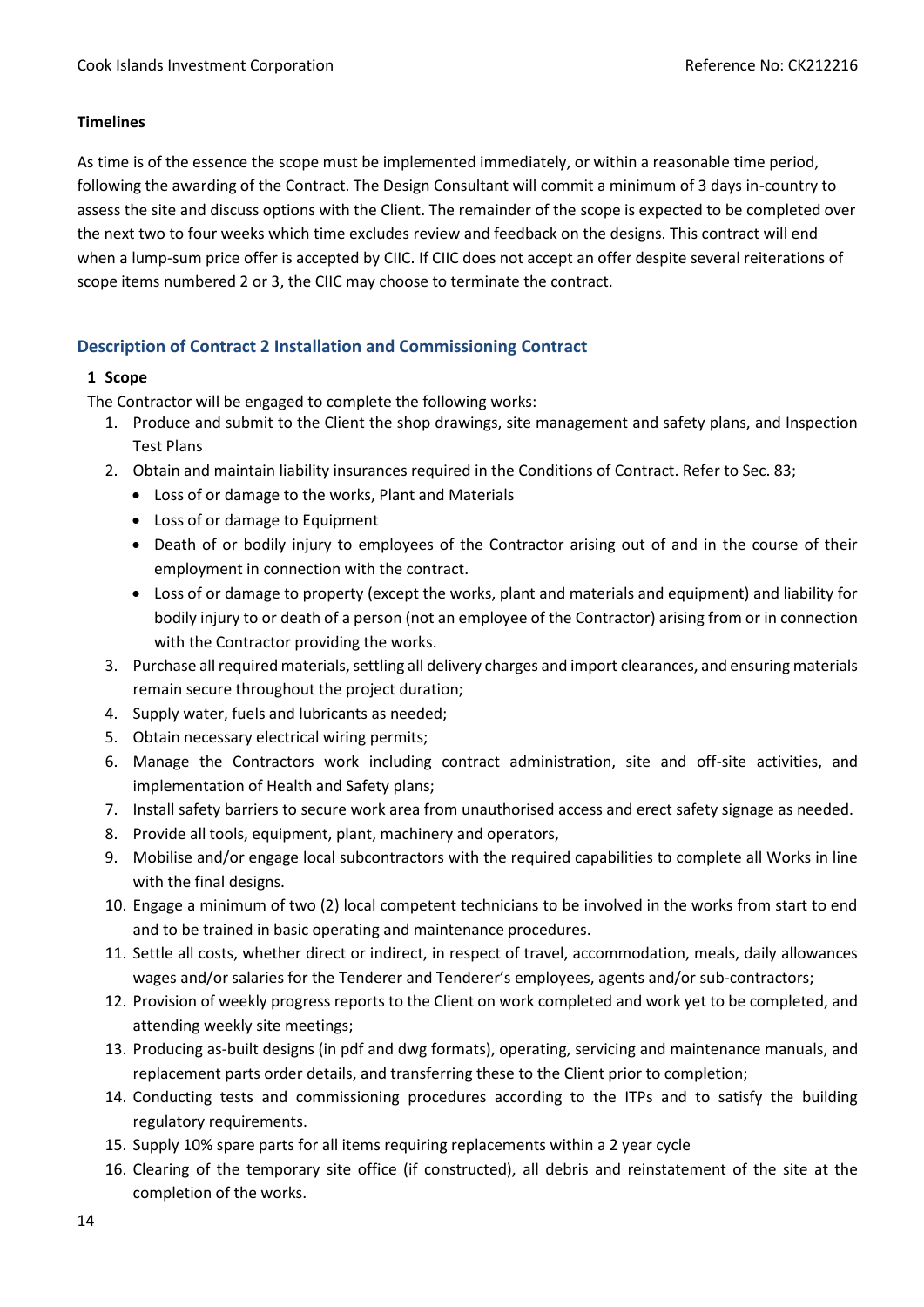**Timelines**

As time is of the essence the scope must be implemented immediately, or within a reasonable time period, following the awarding of the Contract. The Design Consultant will commit a minimum of 3 days in-country to assess the site and discuss options with the Client. The remainder of the scope is expected to be completed over the next two to four weeks which time excludes review and feedback on the designs. This contract will end when a lump-sum price offer is accepted by CIIC. If CIIC does not accept an offer despite several reiterations of scope items numbered 2 or 3, the CIIC may choose to terminate the contract.

## Description of Contract 2 Installation and Commissioning Contract

### 1 Scope

The Contractor will be engaged to complete the following works:

1. Produce and submit to the Client the shop drawings, site management and safety plans, and Inspection Test Plans
2. Obtain and maintain liability insurances required in the Conditions of Contract. Refer to Sec. 83;
   - Loss of or damage to the works, Plant and Materials
   - Loss of or damage to Equipment
   - Death of or bodily injury to employees of the Contractor arising out of and in the course of their employment in connection with the contract.
   - Loss of or damage to property (except the works, plant and materials and equipment) and liability for bodily injury to or death of a person (not an employee of the Contractor) arising from or in connection with the Contractor providing the works.
3. Purchase all required materials, settling all delivery charges and import clearances, and ensuring materials remain secure throughout the project duration;
4. Supply water, fuels and lubricants as needed;
5. Obtain necessary electrical wiring permits;
6. Manage the Contractors work including contract administration, site and off-site activities, and implementation of Health and Safety plans;
7. Install safety barriers to secure work area from unauthorised access and erect safety signage as needed.
8. Provide all tools, equipment, plant, machinery and operators,
9. Mobilise and/or engage local subcontractors with the required capabilities to complete all Works in line with the final designs.
10. Engage a minimum of two (2) local competent technicians to be involved in the works from start to end and to be trained in basic operating and maintenance procedures.
11. Settle all costs, whether direct or indirect, in respect of travel, accommodation, meals, daily allowances wages and/or salaries for the Tenderer and Tenderer's employees, agents and/or sub-contractors;
12. Provision of weekly progress reports to the Client on work completed and work yet to be completed, and attending weekly site meetings;
13. Producing as-built designs (in pdf and dwg formats), operating, servicing and maintenance manuals, and replacement parts order details, and transferring these to the Client prior to completion;
14. Conducting tests and commissioning procedures according to the ITPs and to satisfy the building regulatory requirements.
15. Supply 10% spare parts for all items requiring replacements within a 2 year cycle
16. Clearing of the temporary site office (if constructed), all debris and reinstatement of the site at the completion of the works.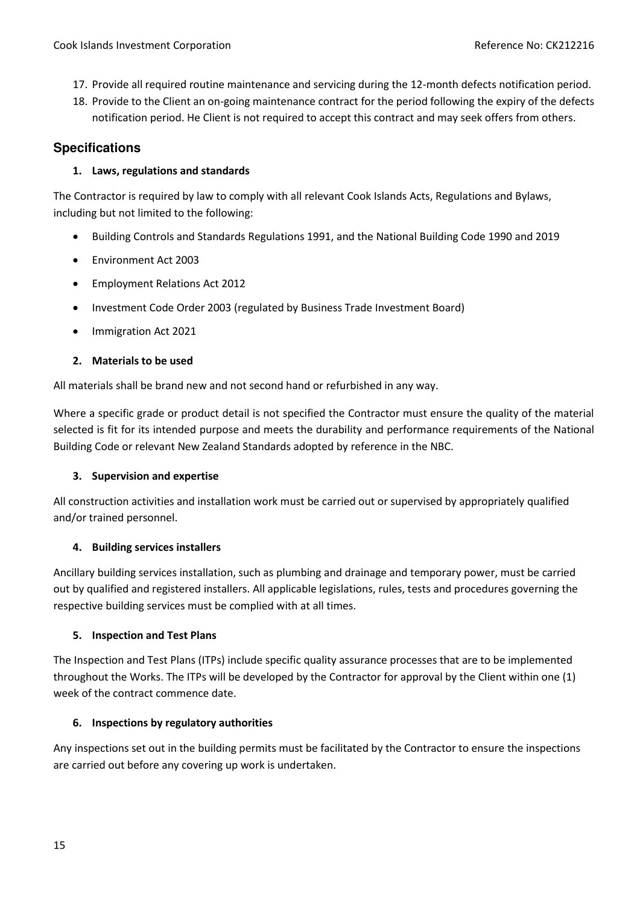17. Provide all required routine maintenance and servicing during the 12-month defects notification period.
18. Provide to the Client an on-going maintenance contract for the period following the expiry of the defects notification period. He Client is not required to accept this contract and may seek offers from others.

## Specifications

**1. Laws, regulations and standards**

The Contractor is required by law to comply with all relevant Cook Islands Acts, Regulations and Bylaws, including but not limited to the following:

- Building Controls and Standards Regulations 1991, and the National Building Code 1990 and 2019
- Environment Act 2003
- Employment Relations Act 2012
- Investment Code Order 2003 (regulated by Business Trade Investment Board)
- Immigration Act 2021

**2. Materials to be used**

All materials shall be brand new and not second hand or refurbished in any way.

Where a specific grade or product detail is not specified the Contractor must ensure the quality of the material selected is fit for its intended purpose and meets the durability and performance requirements of the National Building Code or relevant New Zealand Standards adopted by reference in the NBC.

**3. Supervision and expertise**

All construction activities and installation work must be carried out or supervised by appropriately qualified and/or trained personnel.

**4. Building services installers**

Ancillary building services installation, such as plumbing and drainage and temporary power, must be carried out by qualified and registered installers. All applicable legislations, rules, tests and procedures governing the respective building services must be complied with at all times.

**5. Inspection and Test Plans**

The Inspection and Test Plans (ITPs) include specific quality assurance processes that are to be implemented throughout the Works. The ITPs will be developed by the Contractor for approval by the Client within one (1) week of the contract commence date.

**6. Inspections by regulatory authorities**

Any inspections set out in the building permits must be facilitated by the Contractor to ensure the inspections are carried out before any covering up work is undertaken.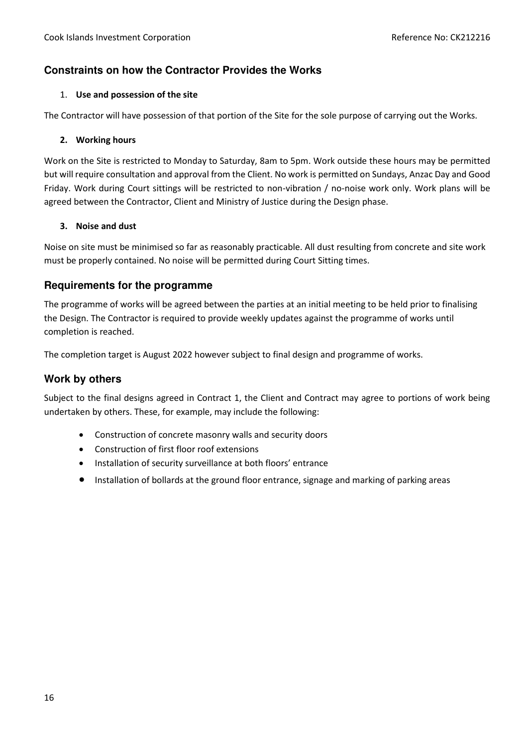## Constraints on how the Contractor Provides the Works

1. **Use and possession of the site**

The Contractor will have possession of that portion of the Site for the sole purpose of carrying out the Works.

2. **Working hours**

Work on the Site is restricted to Monday to Saturday, 8am to 5pm. Work outside these hours may be permitted but will require consultation and approval from the Client. No work is permitted on Sundays, Anzac Day and Good Friday. Work during Court sittings will be restricted to non-vibration / no-noise work only. Work plans will be agreed between the Contractor, Client and Ministry of Justice during the Design phase.

3. **Noise and dust**

Noise on site must be minimised so far as reasonably practicable. All dust resulting from concrete and site work must be properly contained. No noise will be permitted during Court Sitting times.

## Requirements for the programme

The programme of works will be agreed between the parties at an initial meeting to be held prior to finalising the Design. The Contractor is required to provide weekly updates against the programme of works until completion is reached.

The completion target is August 2022 however subject to final design and programme of works.

## Work by others

Subject to the final designs agreed in Contract 1, the Client and Contract may agree to portions of work being undertaken by others. These, for example, may include the following:

- Construction of concrete masonry walls and security doors
- Construction of first floor roof extensions
- Installation of security surveillance at both floors' entrance
- Installation of bollards at the ground floor entrance, signage and marking of parking areas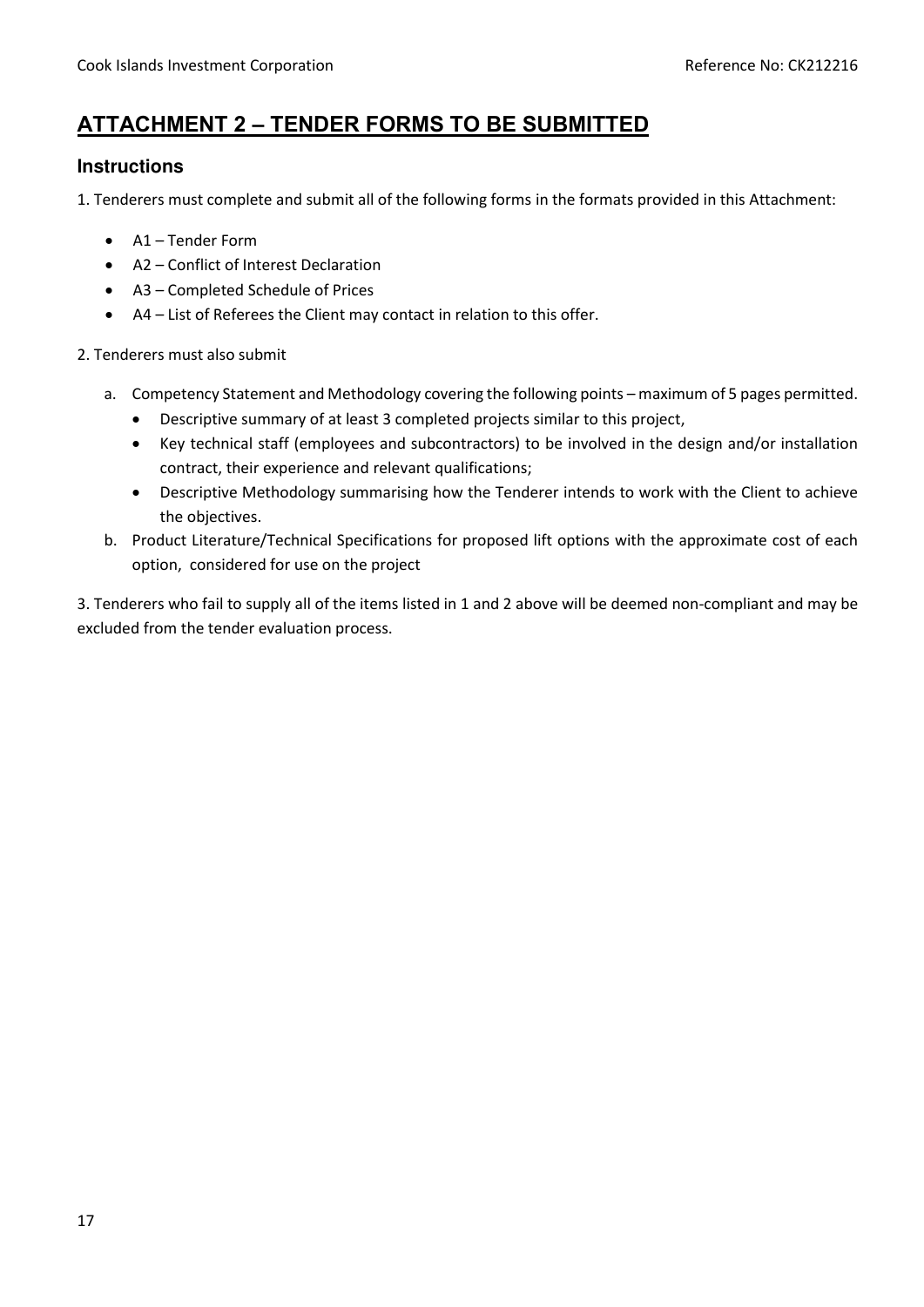# ATTACHMENT 2 – TENDER FORMS TO BE SUBMITTED

## Instructions

1. Tenderers must complete and submit all of the following forms in the formats provided in this Attachment:

- A1 – Tender Form
- A2 – Conflict of Interest Declaration
- A3 – Completed Schedule of Prices
- A4 – List of Referees the Client may contact in relation to this offer.

2. Tenderers must also submit

a. Competency Statement and Methodology covering the following points – maximum of 5 pages permitted.
   - Descriptive summary of at least 3 completed projects similar to this project,
   - Key technical staff (employees and subcontractors) to be involved in the design and/or installation contract, their experience and relevant qualifications;
   - Descriptive Methodology summarising how the Tenderer intends to work with the Client to achieve the objectives.

b. Product Literature/Technical Specifications for proposed lift options with the approximate cost of each option, considered for use on the project

3. Tenderers who fail to supply all of the items listed in 1 and 2 above will be deemed non-compliant and may be excluded from the tender evaluation process.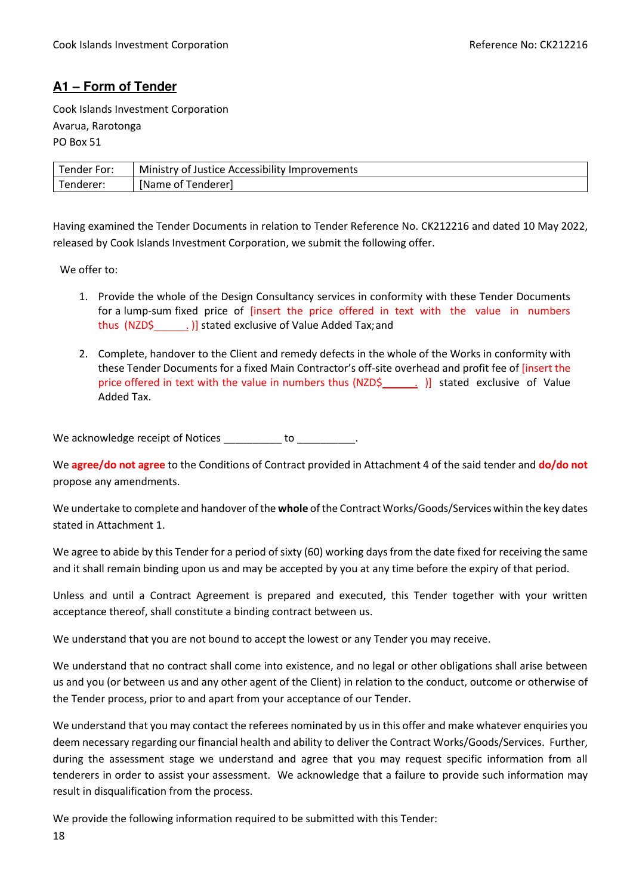## A1 – Form of Tender

Cook Islands Investment Corporation
Avarua, Rarotonga
PO Box 51

| Tender For: | Ministry of Justice Accessibility Improvements |
|---|---|
| Tenderer: | [Name of Tenderer] |

Having examined the Tender Documents in relation to Tender Reference No. CK212216 and dated 10 May 2022, released by Cook Islands Investment Corporation, we submit the following offer.

We offer to:

1. Provide the whole of the Design Consultancy services in conformity with these Tender Documents for a lump-sum fixed price of [insert the price offered in text with the value in numbers thus (NZD$______. )] stated exclusive of Value Added Tax; and

2. Complete, handover to the Client and remedy defects in the whole of the Works in conformity with these Tender Documents for a fixed Main Contractor's off-site overhead and profit fee of [insert the price offered in text with the value in numbers thus (NZD$______. )] stated exclusive of Value Added Tax.

We acknowledge receipt of Notices __________ to __________.

We **agree/do not agree** to the Conditions of Contract provided in Attachment 4 of the said tender and **do/do not** propose any amendments.

We undertake to complete and handover of the **whole** of the Contract Works/Goods/Services within the key dates stated in Attachment 1.

We agree to abide by this Tender for a period of sixty (60) working days from the date fixed for receiving the same and it shall remain binding upon us and may be accepted by you at any time before the expiry of that period.

Unless and until a Contract Agreement is prepared and executed, this Tender together with your written acceptance thereof, shall constitute a binding contract between us.

We understand that you are not bound to accept the lowest or any Tender you may receive.

We understand that no contract shall come into existence, and no legal or other obligations shall arise between us and you (or between us and any other agent of the Client) in relation to the conduct, outcome or otherwise of the Tender process, prior to and apart from your acceptance of our Tender.

We understand that you may contact the referees nominated by us in this offer and make whatever enquiries you deem necessary regarding our financial health and ability to deliver the Contract Works/Goods/Services. Further, during the assessment stage we understand and agree that you may request specific information from all tenderers in order to assist your assessment. We acknowledge that a failure to provide such information may result in disqualification from the process.

We provide the following information required to be submitted with this Tender: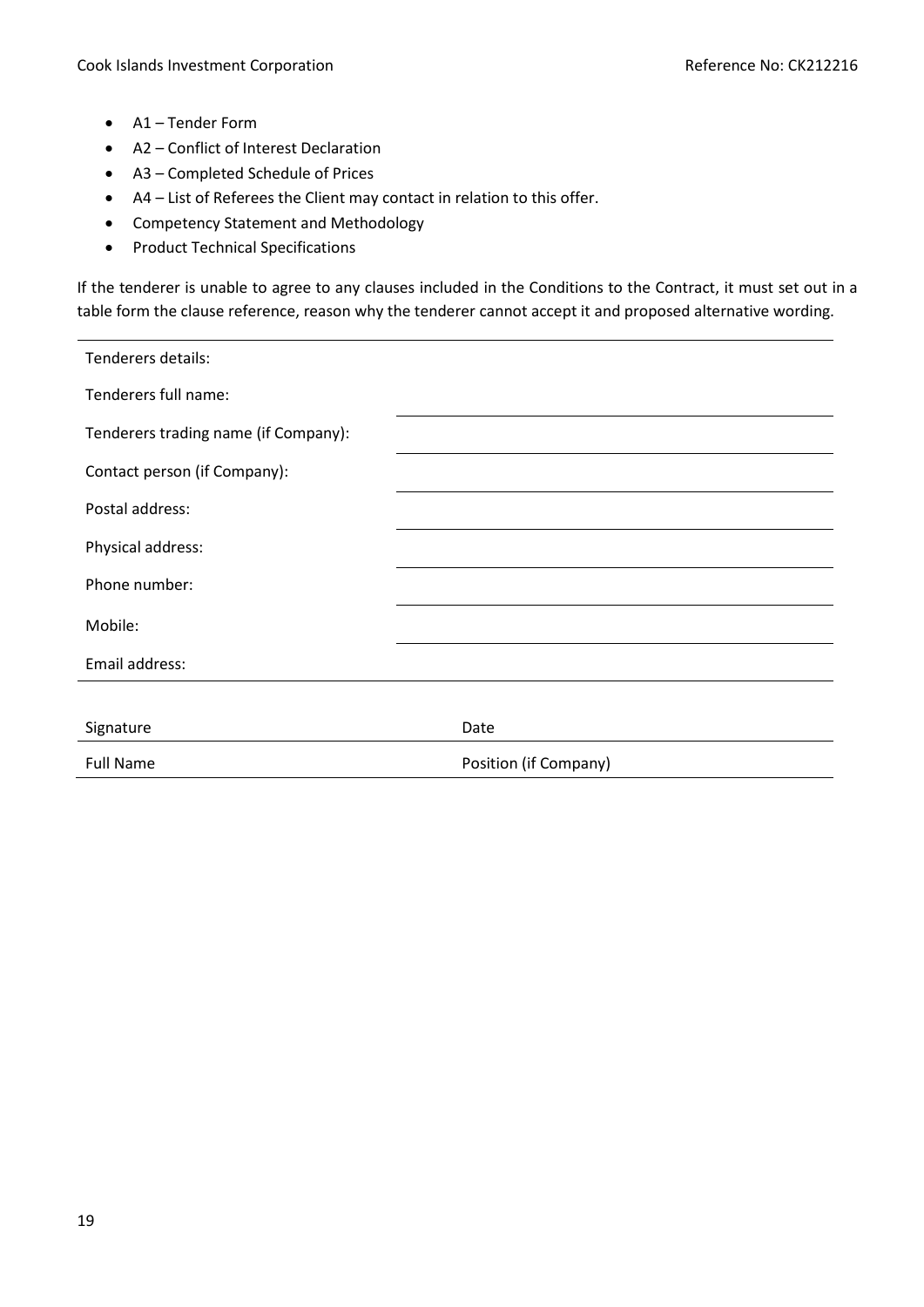- A1 – Tender Form
- A2 – Conflict of Interest Declaration
- A3 – Completed Schedule of Prices
- A4 – List of Referees the Client may contact in relation to this offer.
- Competency Statement and Methodology
- Product Technical Specifications

If the tenderer is unable to agree to any clauses included in the Conditions to the Contract, it must set out in a table form the clause reference, reason why the tenderer cannot accept it and proposed alternative wording.

| Tenderers details: | |
|---|---|
| Tenderers full name: | |
| Tenderers trading name (if Company): | |
| Contact person (if Company): | |
| Postal address: | |
| Physical address: | |
| Phone number: | |
| Mobile: | |
| Email address: | |

| Signature | Date |
|---|---|
| Full Name | Position (if Company) |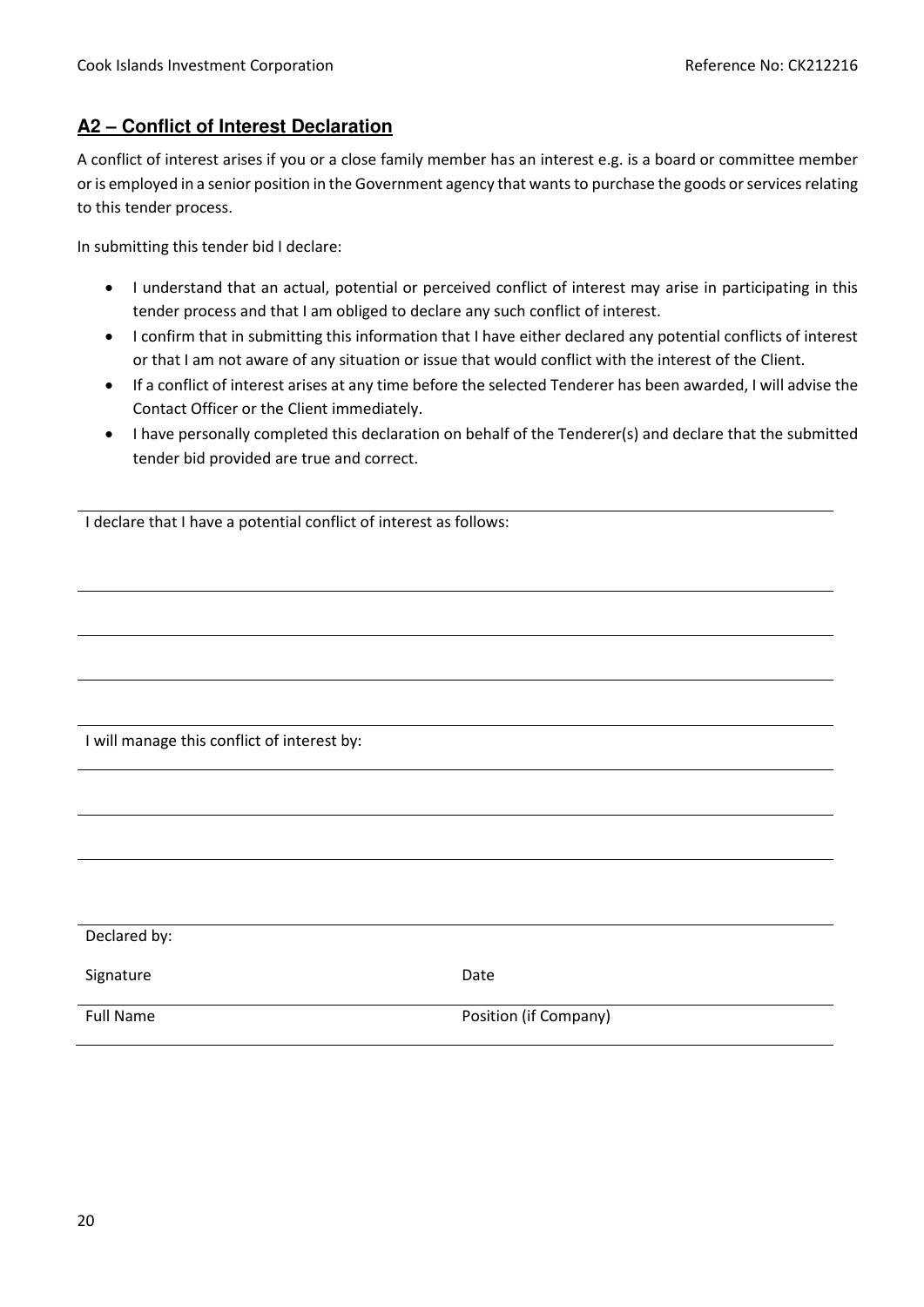## A2 – Conflict of Interest Declaration

A conflict of interest arises if you or a close family member has an interest e.g. is a board or committee member or is employed in a senior position in the Government agency that wants to purchase the goods or services relating to this tender process.

In submitting this tender bid I declare:

- I understand that an actual, potential or perceived conflict of interest may arise in participating in this tender process and that I am obliged to declare any such conflict of interest.
- I confirm that in submitting this information that I have either declared any potential conflicts of interest or that I am not aware of any situation or issue that would conflict with the interest of the Client.
- If a conflict of interest arises at any time before the selected Tenderer has been awarded, I will advise the Contact Officer or the Client immediately.
- I have personally completed this declaration on behalf of the Tenderer(s) and declare that the submitted tender bid provided are true and correct.

I declare that I have a potential conflict of interest as follows:

______________________________________________________________________

______________________________________________________________________

______________________________________________________________________

I will manage this conflict of interest by:

______________________________________________________________________

______________________________________________________________________

______________________________________________________________________

Declared by:

| | |
|---|---|
| Signature | Date |
| Full Name | Position (if Company) |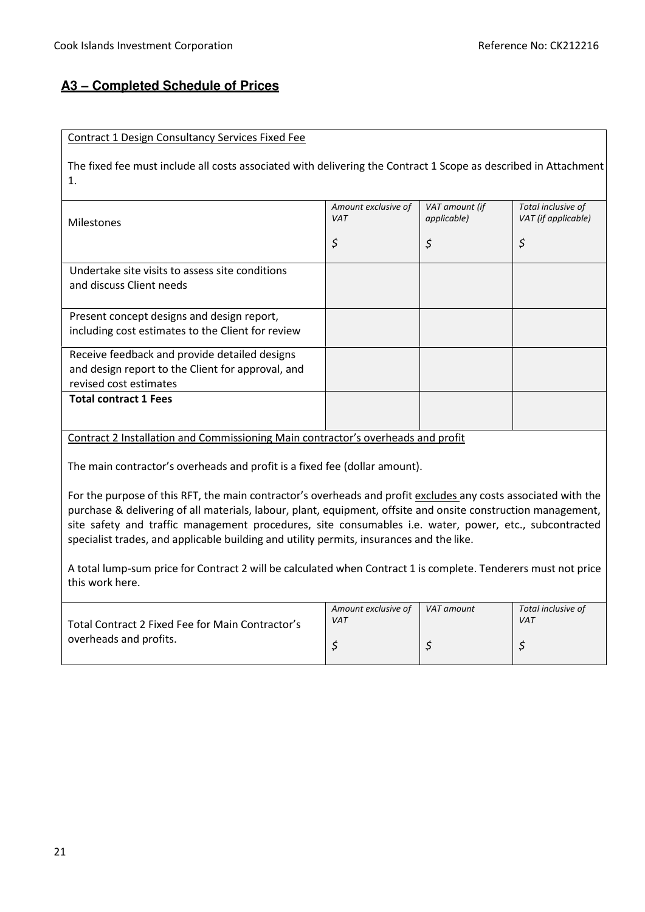## A3 – Completed Schedule of Prices

Contract 1 Design Consultancy Services Fixed Fee

The fixed fee must include all costs associated with delivering the Contract 1 Scope as described in Attachment 1.

| Milestones | *Amount exclusive of VAT*<br>$ | *VAT amount (if applicable)*<br>$ | *Total inclusive of VAT (if applicable)*<br>$ |
|---|---|---|---|
| Undertake site visits to assess site conditions and discuss Client needs | | | |
| Present concept designs and design report, including cost estimates to the Client for review | | | |
| Receive feedback and provide detailed designs and design report to the Client for approval, and revised cost estimates | | | |
| **Total contract 1 Fees** | | | |

Contract 2 Installation and Commissioning Main contractor's overheads and profit

The main contractor's overheads and profit is a fixed fee (dollar amount).

For the purpose of this RFT, the main contractor's overheads and profit excludes any costs associated with the purchase & delivering of all materials, labour, plant, equipment, offsite and onsite construction management, site safety and traffic management procedures, site consumables i.e. water, power, etc., subcontracted specialist trades, and applicable building and utility permits, insurances and the like.

A total lump-sum price for Contract 2 will be calculated when Contract 1 is complete. Tenderers must not price this work here.

| | *Amount exclusive of VAT*<br>$ | *VAT amount*<br>$ | *Total inclusive of VAT*<br>$ |
|---|---|---|---|
| Total Contract 2 Fixed Fee for Main Contractor's overheads and profits. | | | |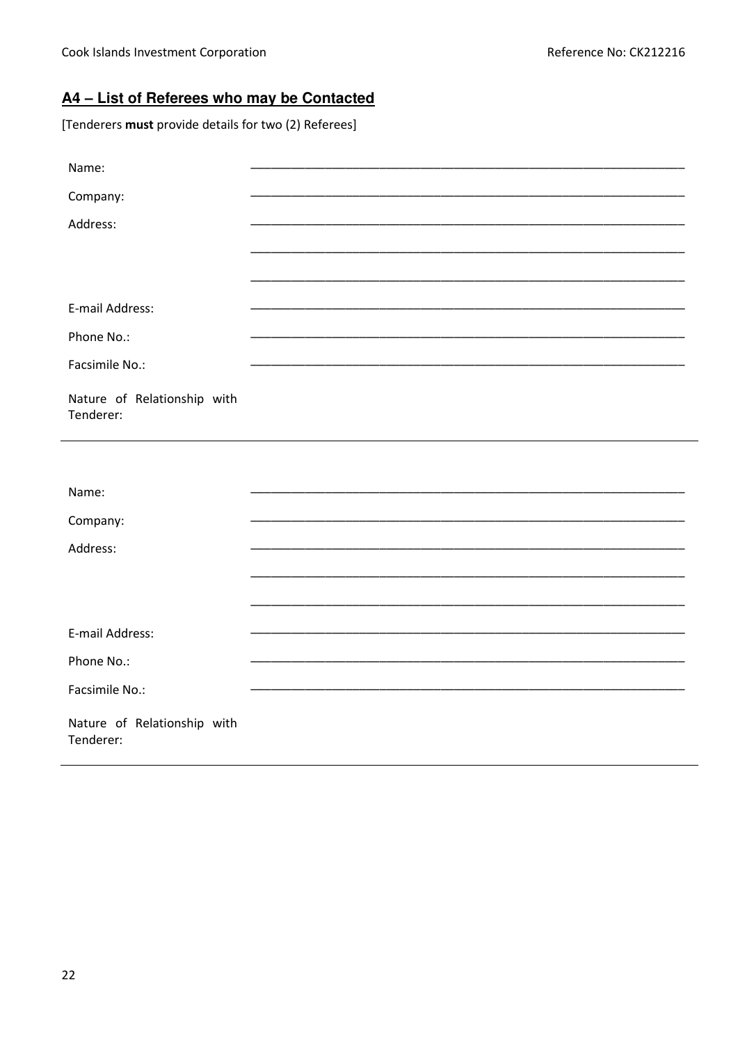## A4 – List of Referees who may be Contacted

[Tenderers **must** provide details for two (2) Referees]

| | |
|---|---|
| Name: | ______________________________ |
| Company: | ______________________________ |
| Address: | ______________________________ |
| | ______________________________ |
| | ______________________________ |
| E-mail Address: | ______________________________ |
| Phone No.: | ______________________________ |
| Facsimile No.: | ______________________________ |
| Nature of Relationship with Tenderer: | |

---

| | |
|---|---|
| Name: | ______________________________ |
| Company: | ______________________________ |
| Address: | ______________________________ |
| | ______________________________ |
| | ______________________________ |
| E-mail Address: | ______________________________ |
| Phone No.: | ______________________________ |
| Facsimile No.: | ______________________________ |
| Nature of Relationship with Tenderer: | |

---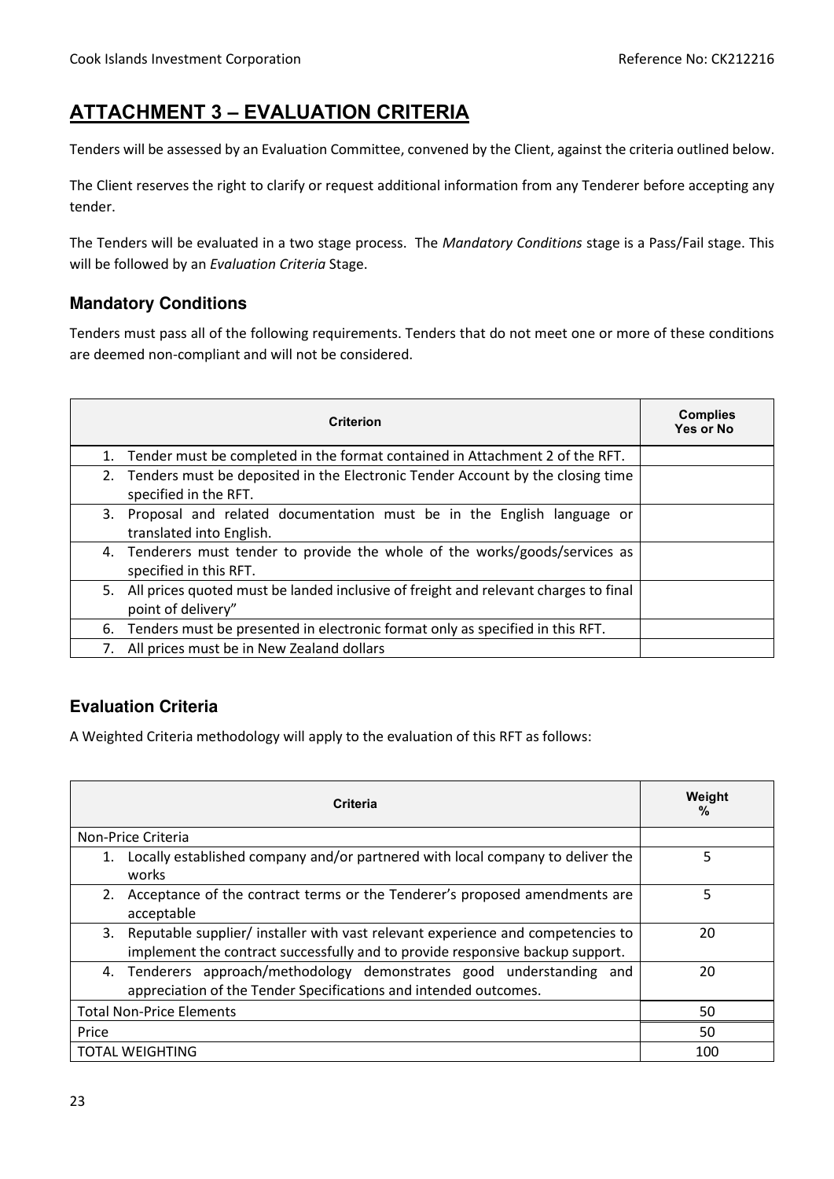## ATTACHMENT 3 – EVALUATION CRITERIA

Tenders will be assessed by an Evaluation Committee, convened by the Client, against the criteria outlined below.

The Client reserves the right to clarify or request additional information from any Tenderer before accepting any tender.

The Tenders will be evaluated in a two stage process. The *Mandatory Conditions* stage is a Pass/Fail stage. This will be followed by an *Evaluation Criteria* Stage.

### Mandatory Conditions

Tenders must pass all of the following requirements. Tenders that do not meet one or more of these conditions are deemed non-compliant and will not be considered.

| Criterion | Complies Yes or No |
|---|---|
| 1. Tender must be completed in the format contained in Attachment 2 of the RFT. | |
| 2. Tenders must be deposited in the Electronic Tender Account by the closing time specified in the RFT. | |
| 3. Proposal and related documentation must be in the English language or translated into English. | |
| 4. Tenderers must tender to provide the whole of the works/goods/services as specified in this RFT. | |
| 5. All prices quoted must be landed inclusive of freight and relevant charges to final point of delivery" | |
| 6. Tenders must be presented in electronic format only as specified in this RFT. | |
| 7. All prices must be in New Zealand dollars | |

### Evaluation Criteria

A Weighted Criteria methodology will apply to the evaluation of this RFT as follows:

| Criteria | Weight % |
|---|---|
| Non-Price Criteria | |
| 1. Locally established company and/or partnered with local company to deliver the works | 5 |
| 2. Acceptance of the contract terms or the Tenderer's proposed amendments are acceptable | 5 |
| 3. Reputable supplier/ installer with vast relevant experience and competencies to implement the contract successfully and to provide responsive backup support. | 20 |
| 4. Tenderers approach/methodology demonstrates good understanding and appreciation of the Tender Specifications and intended outcomes. | 20 |
| Total Non-Price Elements | 50 |
| Price | 50 |
| TOTAL WEIGHTING | 100 |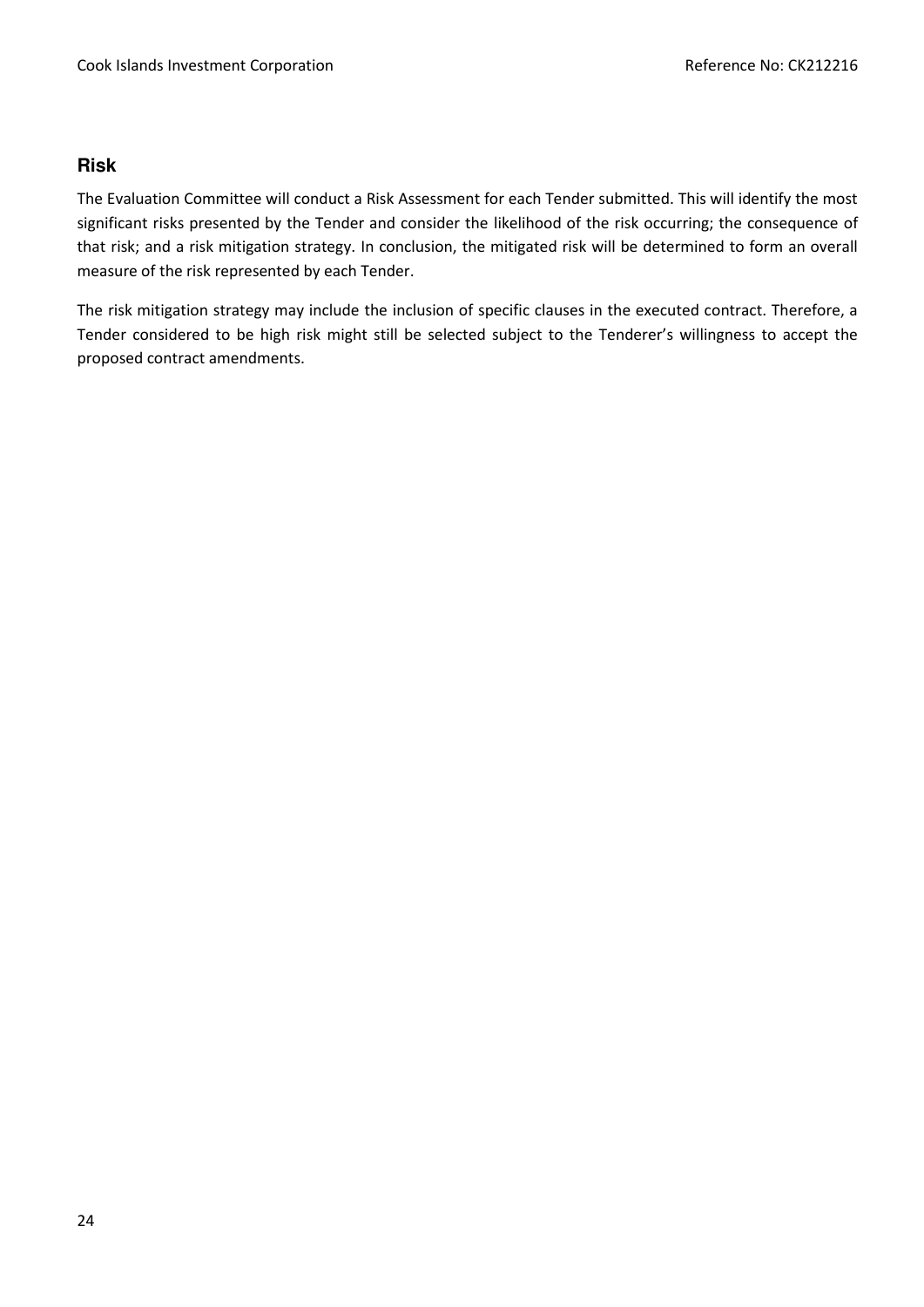## Risk

The Evaluation Committee will conduct a Risk Assessment for each Tender submitted. This will identify the most significant risks presented by the Tender and consider the likelihood of the risk occurring; the consequence of that risk; and a risk mitigation strategy. In conclusion, the mitigated risk will be determined to form an overall measure of the risk represented by each Tender.

The risk mitigation strategy may include the inclusion of specific clauses in the executed contract. Therefore, a Tender considered to be high risk might still be selected subject to the Tenderer's willingness to accept the proposed contract amendments.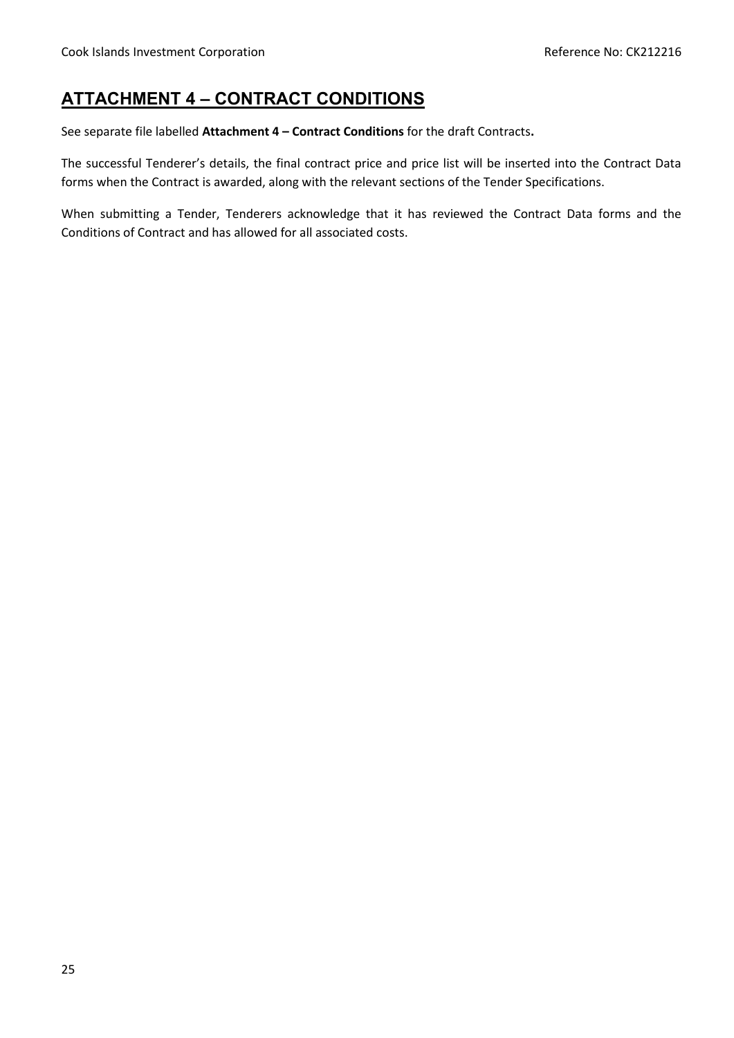## ATTACHMENT 4 – CONTRACT CONDITIONS

See separate file labelled **Attachment 4 – Contract Conditions** for the draft Contracts**.**

The successful Tenderer's details, the final contract price and price list will be inserted into the Contract Data forms when the Contract is awarded, along with the relevant sections of the Tender Specifications.

When submitting a Tender, Tenderers acknowledge that it has reviewed the Contract Data forms and the Conditions of Contract and has allowed for all associated costs.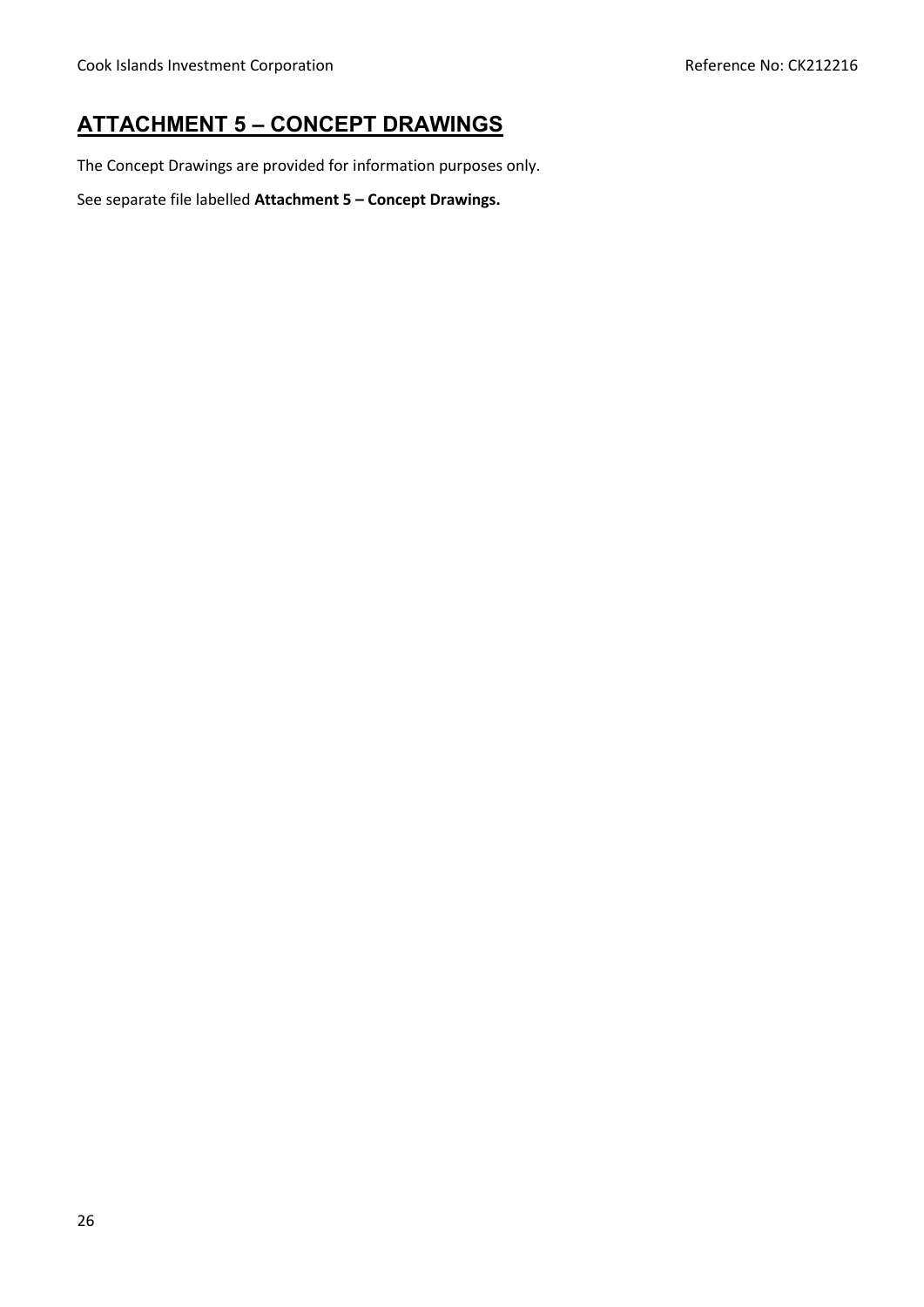## ATTACHMENT 5 – CONCEPT DRAWINGS

The Concept Drawings are provided for information purposes only.

See separate file labelled **Attachment 5 – Concept Drawings.**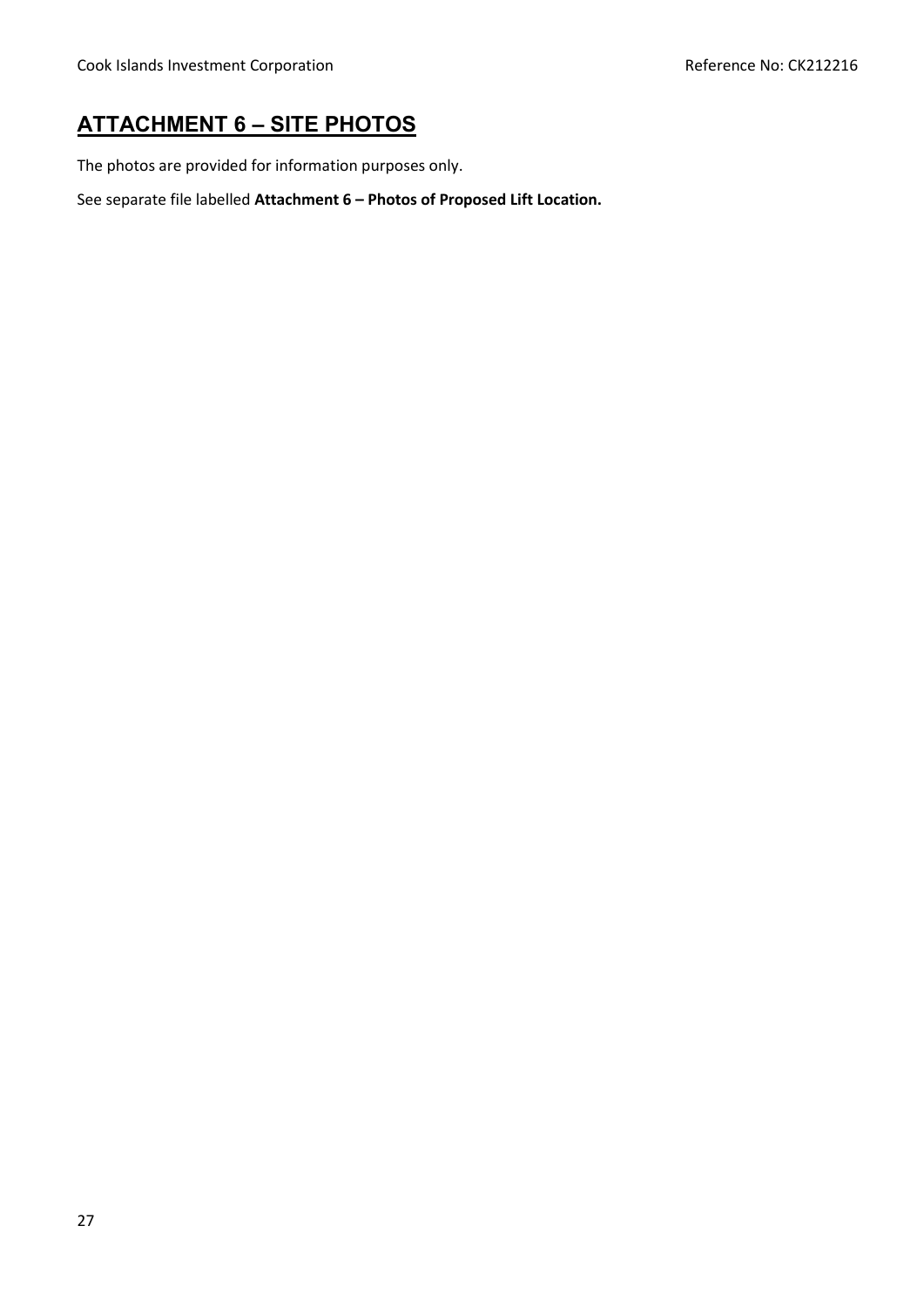# **ATTACHMENT 6 – SITE PHOTOS**

The photos are provided for information purposes only.

See separate file labelled **Attachment 6 – Photos of Proposed Lift Location.**